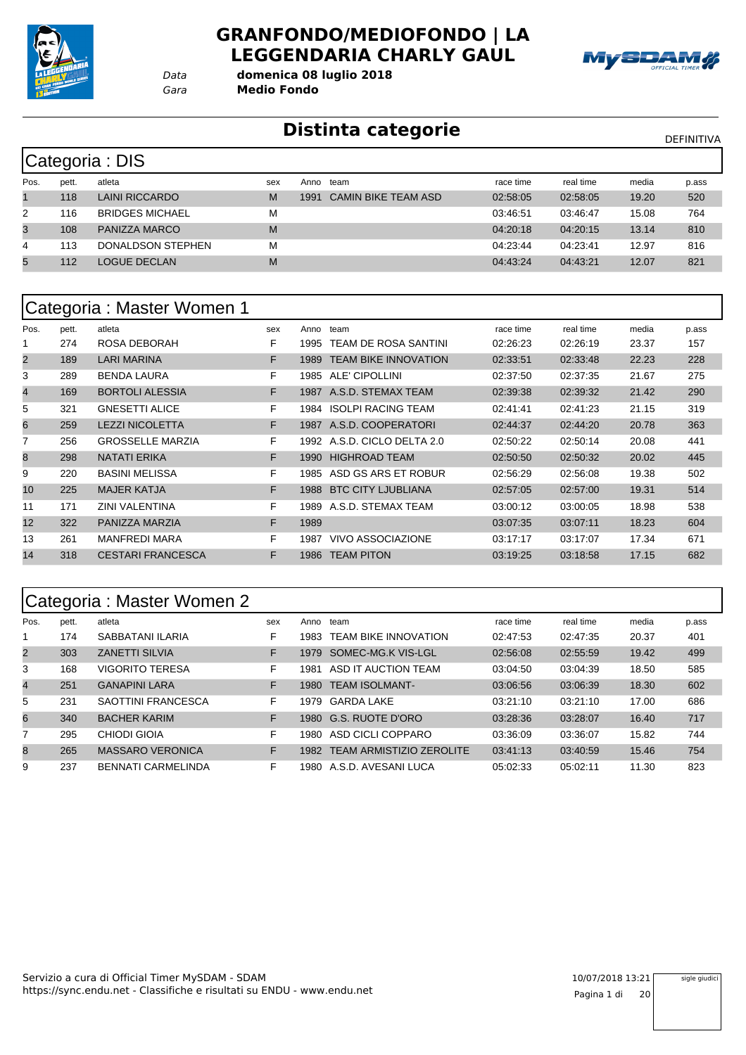# GRANFONDO/MEDIOFONDO | LA LEGGENDARIA CHARLY GAUL

*Data* **domenica 08 luglio 2018**
*Gara* **Medio Fondo**

## Distinta categorie

DEFINITIVA

### Categoria : DIS

| Pos. | pett. | atleta | sex | Anno | team | race time | real time | media | p.ass |
|---|---|---|---|---|---|---|---|---|---|
| 1 | 118 | LAINI RICCARDO | M | 1991 | CAMIN BIKE TEAM ASD | 02:58:05 | 02:58:05 | 19.20 | 520 |
| 2 | 116 | BRIDGES MICHAEL | M | | | 03:46:51 | 03:46:47 | 15.08 | 764 |
| 3 | 108 | PANIZZA MARCO | M | | | 04:20:18 | 04:20:15 | 13.14 | 810 |
| 4 | 113 | DONALDSON STEPHEN | M | | | 04:23:44 | 04:23:41 | 12.97 | 816 |
| 5 | 112 | LOGUE DECLAN | M | | | 04:43:24 | 04:43:21 | 12.07 | 821 |

### Categoria : Master Women 1

| Pos. | pett. | atleta | sex | Anno | team | race time | real time | media | p.ass |
|---|---|---|---|---|---|---|---|---|---|
| 1 | 274 | ROSA DEBORAH | F | 1995 | TEAM DE ROSA SANTINI | 02:26:23 | 02:26:19 | 23.37 | 157 |
| 2 | 189 | LARI MARINA | F | 1989 | TEAM BIKE INNOVATION | 02:33:51 | 02:33:48 | 22.23 | 228 |
| 3 | 289 | BENDA LAURA | F | 1985 | ALE' CIPOLLINI | 02:37:50 | 02:37:35 | 21.67 | 275 |
| 4 | 169 | BORTOLI ALESSIA | F | 1987 | A.S.D. STEMAX TEAM | 02:39:38 | 02:39:32 | 21.42 | 290 |
| 5 | 321 | GNESETTI ALICE | F | 1984 | ISOLPI RACING TEAM | 02:41:41 | 02:41:23 | 21.15 | 319 |
| 6 | 259 | LEZZI NICOLETTA | F | 1987 | A.S.D. COOPERATORI | 02:44:37 | 02:44:20 | 20.78 | 363 |
| 7 | 256 | GROSSELLE MARZIA | F | 1992 | A.S.D. CICLO DELTA 2.0 | 02:50:22 | 02:50:14 | 20.08 | 441 |
| 8 | 298 | NATATI ERIKA | F | 1990 | HIGHROAD TEAM | 02:50:50 | 02:50:32 | 20.02 | 445 |
| 9 | 220 | BASINI MELISSA | F | 1985 | ASD GS ARS ET ROBUR | 02:56:29 | 02:56:08 | 19.38 | 502 |
| 10 | 225 | MAJER KATJA | F | 1988 | BTC CITY LJUBLIANA | 02:57:05 | 02:57:00 | 19.31 | 514 |
| 11 | 171 | ZINI VALENTINA | F | 1989 | A.S.D. STEMAX TEAM | 03:00:12 | 03:00:05 | 18.98 | 538 |
| 12 | 322 | PANIZZA MARZIA | F | 1989 | | 03:07:35 | 03:07:11 | 18.23 | 604 |
| 13 | 261 | MANFREDI MARA | F | 1987 | VIVO ASSOCIAZIONE | 03:17:17 | 03:17:07 | 17.34 | 671 |
| 14 | 318 | CESTARI FRANCESCA | F | 1986 | TEAM PITON | 03:19:25 | 03:18:58 | 17.15 | 682 |

### Categoria : Master Women 2

| Pos. | pett. | atleta | sex | Anno | team | race time | real time | media | p.ass |
|---|---|---|---|---|---|---|---|---|---|
| 1 | 174 | SABBATANI ILARIA | F | 1983 | TEAM BIKE INNOVATION | 02:47:53 | 02:47:35 | 20.37 | 401 |
| 2 | 303 | ZANETTI SILVIA | F | 1979 | SOMEC-MG.K VIS-LGL | 02:56:08 | 02:55:59 | 19.42 | 499 |
| 3 | 168 | VIGORITO TERESA | F | 1981 | ASD IT AUCTION TEAM | 03:04:50 | 03:04:39 | 18.50 | 585 |
| 4 | 251 | GANAPINI LARA | F | 1980 | TEAM ISOLMANT- | 03:06:56 | 03:06:39 | 18.30 | 602 |
| 5 | 231 | SAOTTINI FRANCESCA | F | 1979 | GARDA LAKE | 03:21:10 | 03:21:10 | 17.00 | 686 |
| 6 | 340 | BACHER KARIM | F | 1980 | G.S. RUOTE D'ORO | 03:28:36 | 03:28:07 | 16.40 | 717 |
| 7 | 295 | CHIODI GIOIA | F | 1980 | ASD CICLI COPPARO | 03:36:09 | 03:36:07 | 15.82 | 744 |
| 8 | 265 | MASSARO VERONICA | F | 1982 | TEAM ARMISTIZIO ZEROLITE | 03:41:13 | 03:40:59 | 15.46 | 754 |
| 9 | 237 | BENNATI CARMELINDA | F | 1980 | A.S.D. AVESANI LUCA | 05:02:33 | 05:02:11 | 11.30 | 823 |

Servizio a cura di Official Timer MySDAM - SDAM
https://sync.endu.net - Classifiche e risultati su ENDU - www.endu.net

10/07/2018 13:21

sigle giudici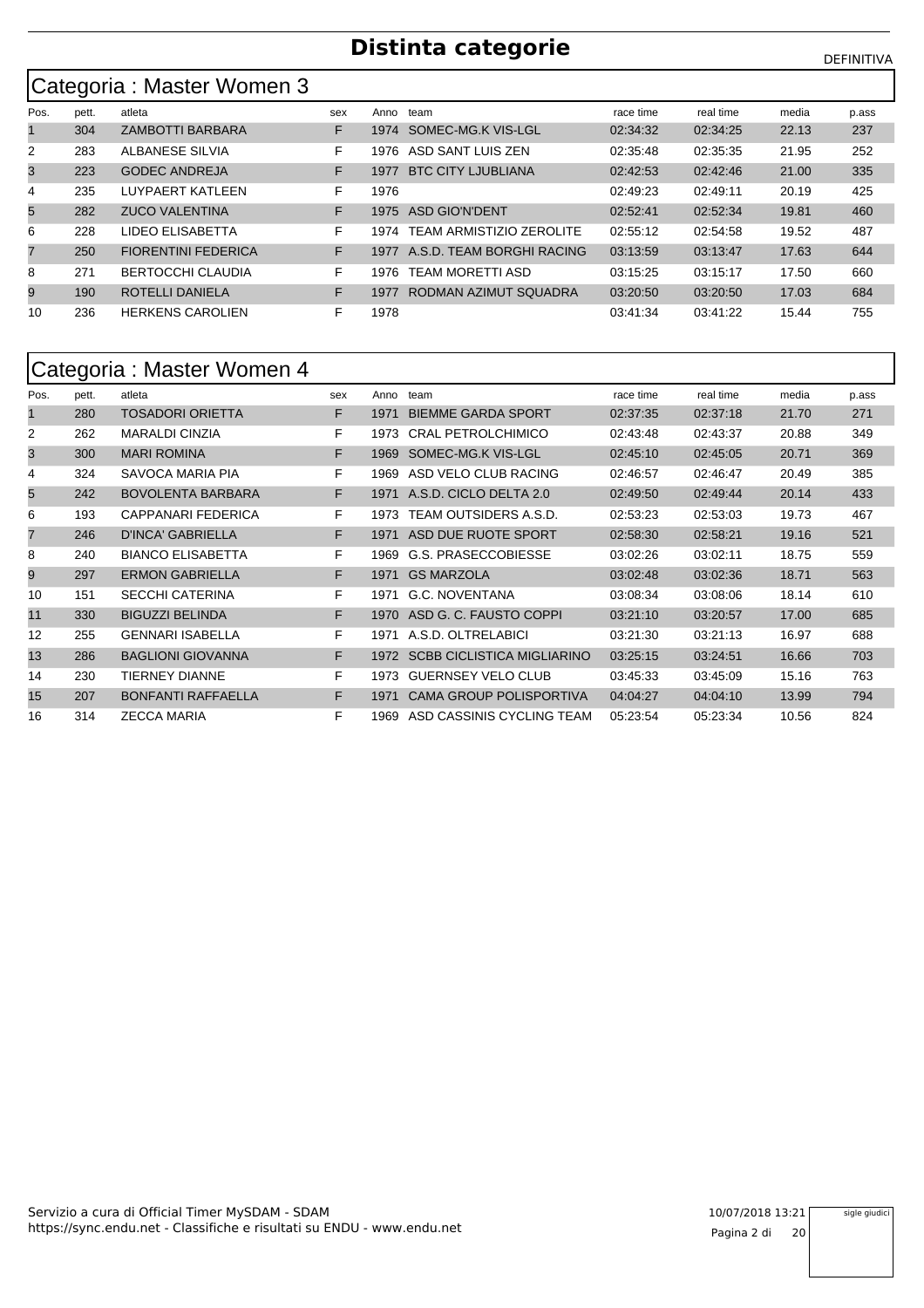# Distinta categorie

DEFINITIVA

## Categoria : Master Women 3

| Pos. | pett. | atleta | sex | Anno | team | race time | real time | media | p.ass |
|---|---|---|---|---|---|---|---|---|---|
| 1 | 304 | ZAMBOTTI BARBARA | F | 1974 | SOMEC-MG.K VIS-LGL | 02:34:32 | 02:34:25 | 22.13 | 237 |
| 2 | 283 | ALBANESE SILVIA | F | 1976 | ASD SANT LUIS ZEN | 02:35:48 | 02:35:35 | 21.95 | 252 |
| 3 | 223 | GODEC ANDREJA | F | 1977 | BTC CITY LJUBLIANA | 02:42:53 | 02:42:46 | 21.00 | 335 |
| 4 | 235 | LUYPAERT KATLEEN | F | 1976 | | 02:49:23 | 02:49:11 | 20.19 | 425 |
| 5 | 282 | ZUCO VALENTINA | F | 1975 | ASD GIO'N'DENT | 02:52:41 | 02:52:34 | 19.81 | 460 |
| 6 | 228 | LIDEO ELISABETTA | F | 1974 | TEAM ARMISTIZIO ZEROLITE | 02:55:12 | 02:54:58 | 19.52 | 487 |
| 7 | 250 | FIORENTINI FEDERICA | F | 1977 | A.S.D. TEAM BORGHI RACING | 03:13:59 | 03:13:47 | 17.63 | 644 |
| 8 | 271 | BERTOCCHI CLAUDIA | F | 1976 | TEAM MORETTI ASD | 03:15:25 | 03:15:17 | 17.50 | 660 |
| 9 | 190 | ROTELLI DANIELA | F | 1977 | RODMAN AZIMUT SQUADRA | 03:20:50 | 03:20:50 | 17.03 | 684 |
| 10 | 236 | HERKENS CAROLIEN | F | 1978 | | 03:41:34 | 03:41:22 | 15.44 | 755 |

## Categoria : Master Women 4

| Pos. | pett. | atleta | sex | Anno | team | race time | real time | media | p.ass |
|---|---|---|---|---|---|---|---|---|---|
| 1 | 280 | TOSADORI ORIETTA | F | 1971 | BIEMME GARDA SPORT | 02:37:35 | 02:37:18 | 21.70 | 271 |
| 2 | 262 | MARALDI CINZIA | F | 1973 | CRAL PETROLCHIMICO | 02:43:48 | 02:43:37 | 20.88 | 349 |
| 3 | 300 | MARI ROMINA | F | 1969 | SOMEC-MG.K VIS-LGL | 02:45:10 | 02:45:05 | 20.71 | 369 |
| 4 | 324 | SAVOCA MARIA PIA | F | 1969 | ASD VELO CLUB RACING | 02:46:57 | 02:46:47 | 20.49 | 385 |
| 5 | 242 | BOVOLENTA BARBARA | F | 1971 | A.S.D. CICLO DELTA 2.0 | 02:49:50 | 02:49:44 | 20.14 | 433 |
| 6 | 193 | CAPPANARI FEDERICA | F | 1973 | TEAM OUTSIDERS A.S.D. | 02:53:23 | 02:53:03 | 19.73 | 467 |
| 7 | 246 | D'INCA' GABRIELLA | F | 1971 | ASD DUE RUOTE SPORT | 02:58:30 | 02:58:21 | 19.16 | 521 |
| 8 | 240 | BIANCO ELISABETTA | F | 1969 | G.S. PRASECCOBIESSE | 03:02:26 | 03:02:11 | 18.75 | 559 |
| 9 | 297 | ERMON GABRIELLA | F | 1971 | GS MARZOLA | 03:02:48 | 03:02:36 | 18.71 | 563 |
| 10 | 151 | SECCHI CATERINA | F | 1971 | G.C. NOVENTANA | 03:08:34 | 03:08:06 | 18.14 | 610 |
| 11 | 330 | BIGUZZI BELINDA | F | 1970 | ASD G. C. FAUSTO COPPI | 03:21:10 | 03:20:57 | 17.00 | 685 |
| 12 | 255 | GENNARI ISABELLA | F | 1971 | A.S.D. OLTRELABICI | 03:21:30 | 03:21:13 | 16.97 | 688 |
| 13 | 286 | BAGLIONI GIOVANNA | F | 1972 | SCBB CICLISTICA MIGLIARINO | 03:25:15 | 03:24:51 | 16.66 | 703 |
| 14 | 230 | TIERNEY DIANNE | F | 1973 | GUERNSEY VELO CLUB | 03:45:33 | 03:45:09 | 15.16 | 763 |
| 15 | 207 | BONFANTI RAFFAELLA | F | 1971 | CAMA GROUP POLISPORTIVA | 04:04:27 | 04:04:10 | 13.99 | 794 |
| 16 | 314 | ZECCA MARIA | F | 1969 | ASD CASSINIS CYCLING TEAM | 05:23:54 | 05:23:34 | 10.56 | 824 |

Servizio a cura di Official Timer MySDAM - SDAM
https://sync.endu.net - Classifiche e risultati su ENDU - www.endu.net

10/07/2018 13:21

sigle giudici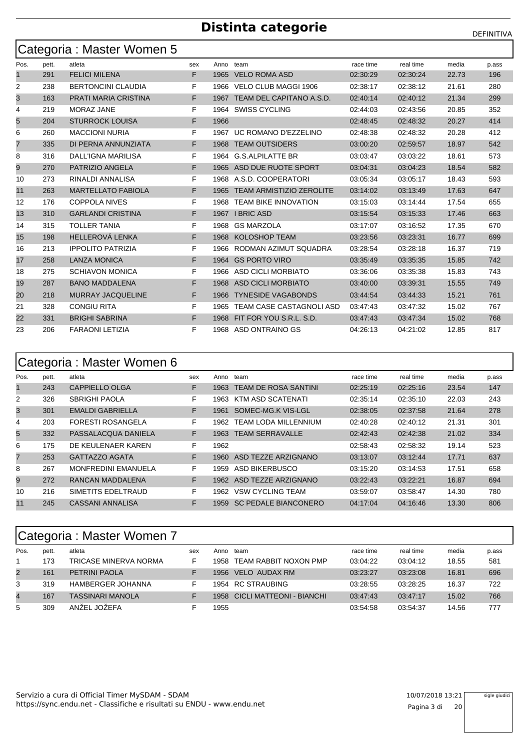# Distinta categorie

DEFINITIVA

## Categoria : Master Women 5

| Pos. | pett. | atleta | sex | Anno | team | race time | real time | media | p.ass |
|---|---|---|---|---|---|---|---|---|---|
| 1 | 291 | FELICI MILENA | F | 1965 | VELO ROMA ASD | 02:30:29 | 02:30:24 | 22.73 | 196 |
| 2 | 238 | BERTONCINI CLAUDIA | F | 1966 | VELO CLUB MAGGI 1906 | 02:38:17 | 02:38:12 | 21.61 | 280 |
| 3 | 163 | PRATI MARIA CRISTINA | F | 1967 | TEAM DEL CAPITANO A.S.D. | 02:40:14 | 02:40:12 | 21.34 | 299 |
| 4 | 219 | MORAZ JANE | F | 1964 | SWISS CYCLING | 02:44:03 | 02:43:56 | 20.85 | 352 |
| 5 | 204 | STURROCK LOUISA | F | 1966 | | 02:48:45 | 02:48:32 | 20.27 | 414 |
| 6 | 260 | MACCIONI NURIA | F | 1967 | UC ROMANO D'EZZELINO | 02:48:38 | 02:48:32 | 20.28 | 412 |
| 7 | 335 | DI PERNA ANNUNZIATA | F | 1968 | TEAM OUTSIDERS | 03:00:20 | 02:59:57 | 18.97 | 542 |
| 8 | 316 | DALL'IGNA MARILISA | F | 1964 | G.S.ALPILATTE BR | 03:03:47 | 03:03:22 | 18.61 | 573 |
| 9 | 270 | PATRIZIO ANGELA | F | 1965 | ASD DUE RUOTE SPORT | 03:04:31 | 03:04:23 | 18.54 | 582 |
| 10 | 273 | RINALDI ANNALISA | F | 1968 | A.S.D. COOPERATORI | 03:05:34 | 03:05:17 | 18.43 | 593 |
| 11 | 263 | MARTELLATO FABIOLA | F | 1965 | TEAM ARMISTIZIO ZEROLITE | 03:14:02 | 03:13:49 | 17.63 | 647 |
| 12 | 176 | COPPOLA NIVES | F | 1968 | TEAM BIKE INNOVATION | 03:15:03 | 03:14:44 | 17.54 | 655 |
| 13 | 310 | GARLANDI CRISTINA | F | 1967 | I BRIC ASD | 03:15:54 | 03:15:33 | 17.46 | 663 |
| 14 | 315 | TOLLER TANIA | F | 1968 | GS MARZOLA | 03:17:07 | 03:16:52 | 17.35 | 670 |
| 15 | 198 | HELLEROVÁ LENKA | F | 1968 | KOLOSHOP TEAM | 03:23:56 | 03:23:31 | 16.77 | 699 |
| 16 | 213 | IPPOLITO PATRIZIA | F | 1966 | RODMAN AZIMUT SQUADRA | 03:28:54 | 03:28:18 | 16.37 | 719 |
| 17 | 258 | LANZA MONICA | F | 1964 | GS PORTO VIRO | 03:35:49 | 03:35:35 | 15.85 | 742 |
| 18 | 275 | SCHIAVON MONICA | F | 1966 | ASD CICLI MORBIATO | 03:36:06 | 03:35:38 | 15.83 | 743 |
| 19 | 287 | BANO MADDALENA | F | 1968 | ASD CICLI MORBIATO | 03:40:00 | 03:39:31 | 15.55 | 749 |
| 20 | 218 | MURRAY JACQUELINE | F | 1966 | TYNESIDE VAGABONDS | 03:44:54 | 03:44:33 | 15.21 | 761 |
| 21 | 328 | CONGIU RITA | F | 1965 | TEAM CASE CASTAGNOLI ASD | 03:47:43 | 03:47:32 | 15.02 | 767 |
| 22 | 331 | BRIGHI SABRINA | F | 1968 | FIT FOR YOU S.R.L. S.D. | 03:47:43 | 03:47:34 | 15.02 | 768 |
| 23 | 206 | FARAONI LETIZIA | F | 1968 | ASD ONTRAINO GS | 04:26:13 | 04:21:02 | 12.85 | 817 |

## Categoria : Master Women 6

| Pos. | pett. | atleta | sex | Anno | team | race time | real time | media | p.ass |
|---|---|---|---|---|---|---|---|---|---|
| 1 | 243 | CAPPIELLO OLGA | F | 1963 | TEAM DE ROSA SANTINI | 02:25:19 | 02:25:16 | 23.54 | 147 |
| 2 | 326 | SBRIGHI PAOLA | F | 1963 | KTM ASD SCATENATI | 02:35:14 | 02:35:10 | 22.03 | 243 |
| 3 | 301 | EMALDI GABRIELLA | F | 1961 | SOMEC-MG.K VIS-LGL | 02:38:05 | 02:37:58 | 21.64 | 278 |
| 4 | 203 | FORESTI ROSANGELA | F | 1962 | TEAM LODA MILLENNIUM | 02:40:28 | 02:40:12 | 21.31 | 301 |
| 5 | 332 | PASSALACQUA DANIELA | F | 1963 | TEAM SERRAVALLE | 02:42:43 | 02:42:38 | 21.02 | 334 |
| 6 | 175 | DE KEULENAER KAREN | F | 1962 | | 02:58:43 | 02:58:32 | 19.14 | 523 |
| 7 | 253 | GATTAZZO AGATA | F | 1960 | ASD TEZZE ARZIGNANO | 03:13:07 | 03:12:44 | 17.71 | 637 |
| 8 | 267 | MONFREDINI EMANUELA | F | 1959 | ASD BIKERBUSCO | 03:15:20 | 03:14:53 | 17.51 | 658 |
| 9 | 272 | RANCAN MADDALENA | F | 1962 | ASD TEZZE ARZIGNANO | 03:22:43 | 03:22:21 | 16.87 | 694 |
| 10 | 216 | SIMETITS EDELTRAUD | F | 1962 | VSW CYCLING TEAM | 03:59:07 | 03:58:47 | 14.30 | 780 |
| 11 | 245 | CASSANI ANNALISA | F | 1959 | SC PEDALE BIANCONERO | 04:17:04 | 04:16:46 | 13.30 | 806 |

## Categoria : Master Women 7

| Pos. | pett. | atleta | sex | Anno | team | race time | real time | media | p.ass |
|---|---|---|---|---|---|---|---|---|---|
| 1 | 173 | TRICASE MINERVA NORMA | F | 1958 | TEAM RABBIT NOXON PMP | 03:04:22 | 03:04:12 | 18.55 | 581 |
| 2 | 161 | PETRINI PAOLA | F | 1956 | VELO AUDAX RM | 03:23:27 | 03:23:08 | 16.81 | 696 |
| 3 | 319 | HAMBERGER JOHANNA | F | 1954 | RC STRAUBING | 03:28:55 | 03:28:25 | 16.37 | 722 |
| 4 | 167 | TASSINARI MANOLA | F | 1958 | CICLI MATTEONI - BIANCHI | 03:47:43 | 03:47:17 | 15.02 | 766 |
| 5 | 309 | ANŽEL JOŽEFA | F | 1955 | | 03:54:58 | 03:54:37 | 14.56 | 777 |

Servizio a cura di Official Timer MySDAM - SDAM
https://sync.endu.net - Classifiche e risultati su ENDU - www.endu.net

10/07/2018 13:21

sigle giudici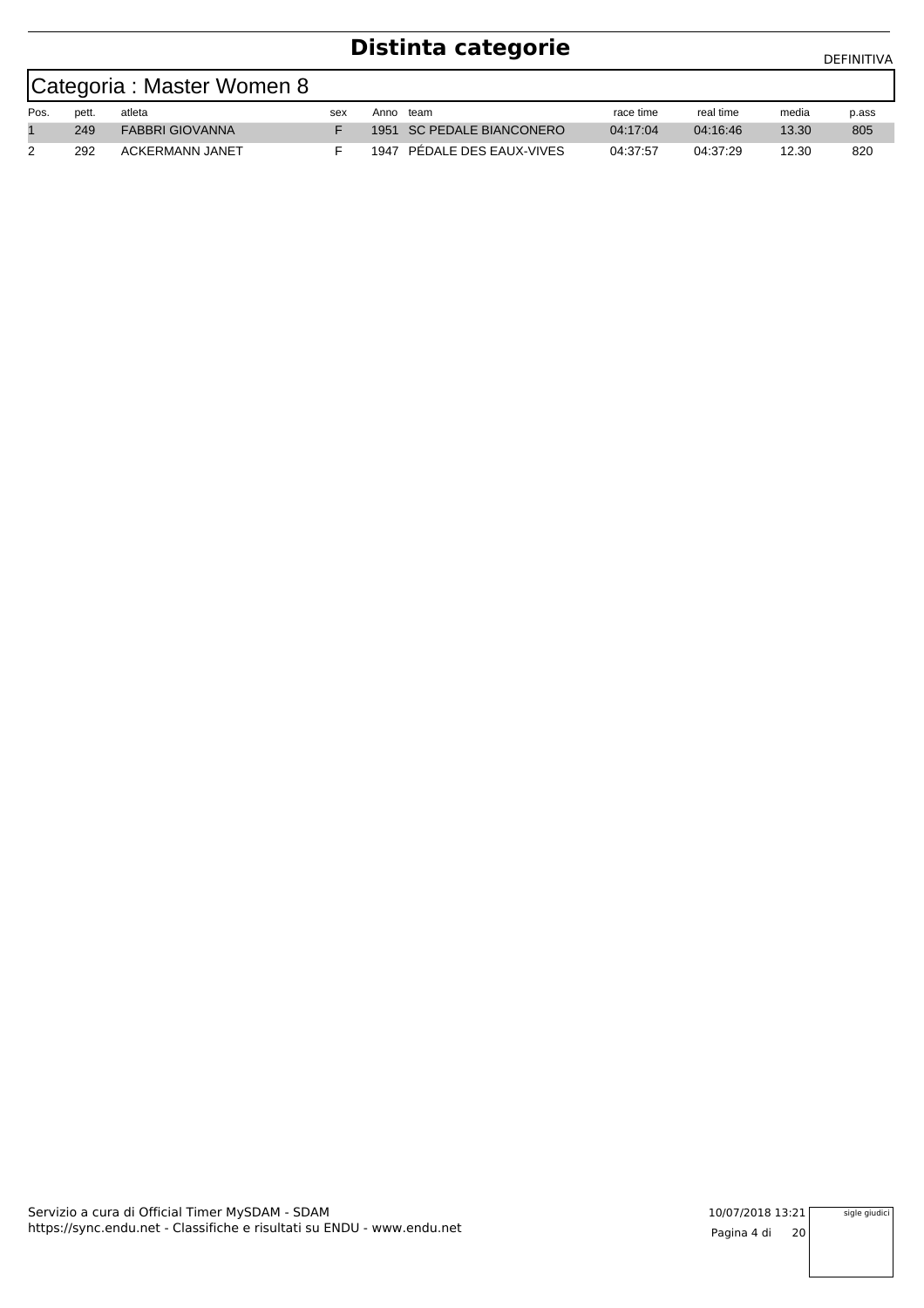# Distinta categorie

DEFINITIVA

## Categoria : Master Women 8

| Pos. | pett. | atleta | sex | Anno | team | race time | real time | media | p.ass |
|---|---|---|---|---|---|---|---|---|---|
| 1 | 249 | FABBRI GIOVANNA | F | 1951 | SC PEDALE BIANCONERO | 04:17:04 | 04:16:46 | 13.30 | 805 |
| 2 | 292 | ACKERMANN JANET | F | 1947 | PÉDALE DES EAUX-VIVES | 04:37:57 | 04:37:29 | 12.30 | 820 |

Servizio a cura di Official Timer MySDAM - SDAM
https://sync.endu.net - Classifiche e risultati su ENDU - www.endu.net

10/07/2018 13:21

sigle giudici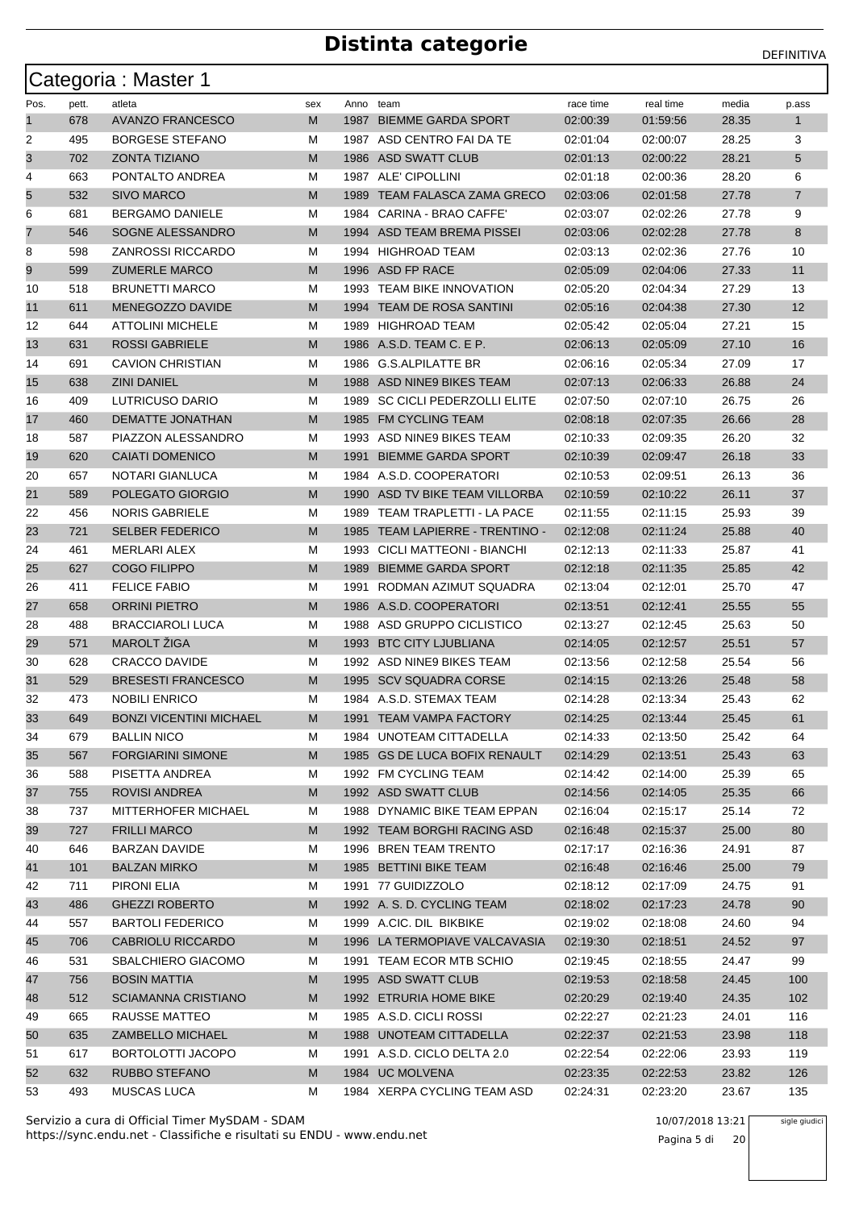# Distinta categorie

DEFINITIVA

## Categoria : Master 1

| Pos. | pett. | atleta | sex | Anno | team | race time | real time | media | p.ass |
|---|---|---|---|---|---|---|---|---|---|
| 1 | 678 | AVANZO FRANCESCO | M | 1987 | BIEMME GARDA SPORT | 02:00:39 | 01:59:56 | 28.35 | 1 |
| 2 | 495 | BORGESE STEFANO | M | 1987 | ASD CENTRO FAI DA TE | 02:01:04 | 02:00:07 | 28.25 | 3 |
| 3 | 702 | ZONTA TIZIANO | M | 1986 | ASD SWATT CLUB | 02:01:13 | 02:00:22 | 28.21 | 5 |
| 4 | 663 | PONTALTO ANDREA | M | 1987 | ALE' CIPOLLINI | 02:01:18 | 02:00:36 | 28.20 | 6 |
| 5 | 532 | SIVO MARCO | M | 1989 | TEAM FALASCA ZAMA GRECO | 02:03:06 | 02:01:58 | 27.78 | 7 |
| 6 | 681 | BERGAMO DANIELE | M | 1984 | CARINA - BRAO CAFFE' | 02:03:07 | 02:02:26 | 27.78 | 9 |
| 7 | 546 | SOGNE ALESSANDRO | M | 1994 | ASD TEAM BREMA PISSEI | 02:03:06 | 02:02:28 | 27.78 | 8 |
| 8 | 598 | ZANROSSI RICCARDO | M | 1994 | HIGHROAD TEAM | 02:03:13 | 02:02:36 | 27.76 | 10 |
| 9 | 599 | ZUMERLE MARCO | M | 1996 | ASD FP RACE | 02:05:09 | 02:04:06 | 27.33 | 11 |
| 10 | 518 | BRUNETTI MARCO | M | 1993 | TEAM BIKE INNOVATION | 02:05:20 | 02:04:34 | 27.29 | 13 |
| 11 | 611 | MENEGOZZO DAVIDE | M | 1994 | TEAM DE ROSA SANTINI | 02:05:16 | 02:04:38 | 27.30 | 12 |
| 12 | 644 | ATTOLINI MICHELE | M | 1989 | HIGHROAD TEAM | 02:05:42 | 02:05:04 | 27.21 | 15 |
| 13 | 631 | ROSSI GABRIELE | M | 1986 | A.S.D. TEAM C. E P. | 02:06:13 | 02:05:09 | 27.10 | 16 |
| 14 | 691 | CAVION CHRISTIAN | M | 1986 | G.S.ALPILATTE BR | 02:06:16 | 02:05:34 | 27.09 | 17 |
| 15 | 638 | ZINI DANIEL | M | 1988 | ASD NINE9 BIKES TEAM | 02:07:13 | 02:06:33 | 26.88 | 24 |
| 16 | 409 | LUTRICUSO DARIO | M | 1989 | SC CICLI PEDERZOLLI ELITE | 02:07:50 | 02:07:10 | 26.75 | 26 |
| 17 | 460 | DEMATTE JONATHAN | M | 1985 | FM CYCLING TEAM | 02:08:18 | 02:07:35 | 26.66 | 28 |
| 18 | 587 | PIAZZON ALESSANDRO | M | 1993 | ASD NINE9 BIKES TEAM | 02:10:33 | 02:09:35 | 26.20 | 32 |
| 19 | 620 | CAIATI DOMENICO | M | 1991 | BIEMME GARDA SPORT | 02:10:39 | 02:09:47 | 26.18 | 33 |
| 20 | 657 | NOTARI GIANLUCA | M | 1984 | A.S.D. COOPERATORI | 02:10:53 | 02:09:51 | 26.13 | 36 |
| 21 | 589 | POLEGATO GIORGIO | M | 1990 | ASD TV BIKE TEAM VILLORBA | 02:10:59 | 02:10:22 | 26.11 | 37 |
| 22 | 456 | NORIS GABRIELE | M | 1989 | TEAM TRAPLETTI - LA PACE | 02:11:55 | 02:11:15 | 25.93 | 39 |
| 23 | 721 | SELBER FEDERICO | M | 1985 | TEAM LAPIERRE - TRENTINO - | 02:12:08 | 02:11:24 | 25.88 | 40 |
| 24 | 461 | MERLARI ALEX | M | 1993 | CICLI MATTEONI - BIANCHI | 02:12:13 | 02:11:33 | 25.87 | 41 |
| 25 | 627 | COGO FILIPPO | M | 1989 | BIEMME GARDA SPORT | 02:12:18 | 02:11:35 | 25.85 | 42 |
| 26 | 411 | FELICE FABIO | M | 1991 | RODMAN AZIMUT SQUADRA | 02:13:04 | 02:12:01 | 25.70 | 47 |
| 27 | 658 | ORRINI PIETRO | M | 1986 | A.S.D. COOPERATORI | 02:13:51 | 02:12:41 | 25.55 | 55 |
| 28 | 488 | BRACCIAROLI LUCA | M | 1988 | ASD GRUPPO CICLISTICO | 02:13:27 | 02:12:45 | 25.63 | 50 |
| 29 | 571 | MAROLT ŽIGA | M | 1993 | BTC CITY LJUBLIANA | 02:14:05 | 02:12:57 | 25.51 | 57 |
| 30 | 628 | CRACCO DAVIDE | M | 1992 | ASD NINE9 BIKES TEAM | 02:13:56 | 02:12:58 | 25.54 | 56 |
| 31 | 529 | BRESESTI FRANCESCO | M | 1995 | SCV SQUADRA CORSE | 02:14:15 | 02:13:26 | 25.48 | 58 |
| 32 | 473 | NOBILI ENRICO | M | 1984 | A.S.D. STEMAX TEAM | 02:14:28 | 02:13:34 | 25.43 | 62 |
| 33 | 649 | BONZI VICENTINI MICHAEL | M | 1991 | TEAM VAMPA FACTORY | 02:14:25 | 02:13:44 | 25.45 | 61 |
| 34 | 679 | BALLIN NICO | M | 1984 | UNOTEAM CITTADELLA | 02:14:33 | 02:13:50 | 25.42 | 64 |
| 35 | 567 | FORGIARINI SIMONE | M | 1985 | GS DE LUCA BOFIX RENAULT | 02:14:29 | 02:13:51 | 25.43 | 63 |
| 36 | 588 | PISETTA ANDREA | M | 1992 | FM CYCLING TEAM | 02:14:42 | 02:14:00 | 25.39 | 65 |
| 37 | 755 | ROVISI ANDREA | M | 1992 | ASD SWATT CLUB | 02:14:56 | 02:14:05 | 25.35 | 66 |
| 38 | 737 | MITTERHOFER MICHAEL | M | 1988 | DYNAMIC BIKE TEAM EPPAN | 02:16:04 | 02:15:17 | 25.14 | 72 |
| 39 | 727 | FRILLI MARCO | M | 1992 | TEAM BORGHI RACING ASD | 02:16:48 | 02:15:37 | 25.00 | 80 |
| 40 | 646 | BARZAN DAVIDE | M | 1996 | BREN TEAM TRENTO | 02:17:17 | 02:16:36 | 24.91 | 87 |
| 41 | 101 | BALZAN MIRKO | M | 1985 | BETTINI BIKE TEAM | 02:16:48 | 02:16:46 | 25.00 | 79 |
| 42 | 711 | PIRONI ELIA | M | 1991 | 77 GUIDIZZOLO | 02:18:12 | 02:17:09 | 24.75 | 91 |
| 43 | 486 | GHEZZI ROBERTO | M | 1992 | A. S. D. CYCLING TEAM | 02:18:02 | 02:17:23 | 24.78 | 90 |
| 44 | 557 | BARTOLI FEDERICO | M | 1999 | A.CIC. DIL BIKBIKE | 02:19:02 | 02:18:08 | 24.60 | 94 |
| 45 | 706 | CABRIOLU RICCARDO | M | 1996 | LA TERMOPIAVE VALCAVASIA | 02:19:30 | 02:18:51 | 24.52 | 97 |
| 46 | 531 | SBALCHIERO GIACOMO | M | 1991 | TEAM ECOR MTB SCHIO | 02:19:45 | 02:18:55 | 24.47 | 99 |
| 47 | 756 | BOSIN MATTIA | M | 1995 | ASD SWATT CLUB | 02:19:53 | 02:18:58 | 24.45 | 100 |
| 48 | 512 | SCIAMANNA CRISTIANO | M | 1992 | ETRURIA HOME BIKE | 02:20:29 | 02:19:40 | 24.35 | 102 |
| 49 | 665 | RAUSSE MATTEO | M | 1985 | A.S.D. CICLI ROSSI | 02:22:27 | 02:21:23 | 24.01 | 116 |
| 50 | 635 | ZAMBELLO MICHAEL | M | 1988 | UNOTEAM CITTADELLA | 02:22:37 | 02:21:53 | 23.98 | 118 |
| 51 | 617 | BORTOLOTTI JACOPO | M | 1991 | A.S.D. CICLO DELTA 2.0 | 02:22:54 | 02:22:06 | 23.93 | 119 |
| 52 | 632 | RUBBO STEFANO | M | 1984 | UC MOLVENA | 02:23:35 | 02:22:53 | 23.82 | 126 |
| 53 | 493 | MUSCAS LUCA | M | 1984 | XERPA CYCLING TEAM ASD | 02:24:31 | 02:23:20 | 23.67 | 135 |

Servizio a cura di Official Timer MySDAM - SDAM
https://sync.endu.net - Classifiche e risultati su ENDU - www.endu.net

10/07/2018 13:21

sigle giudici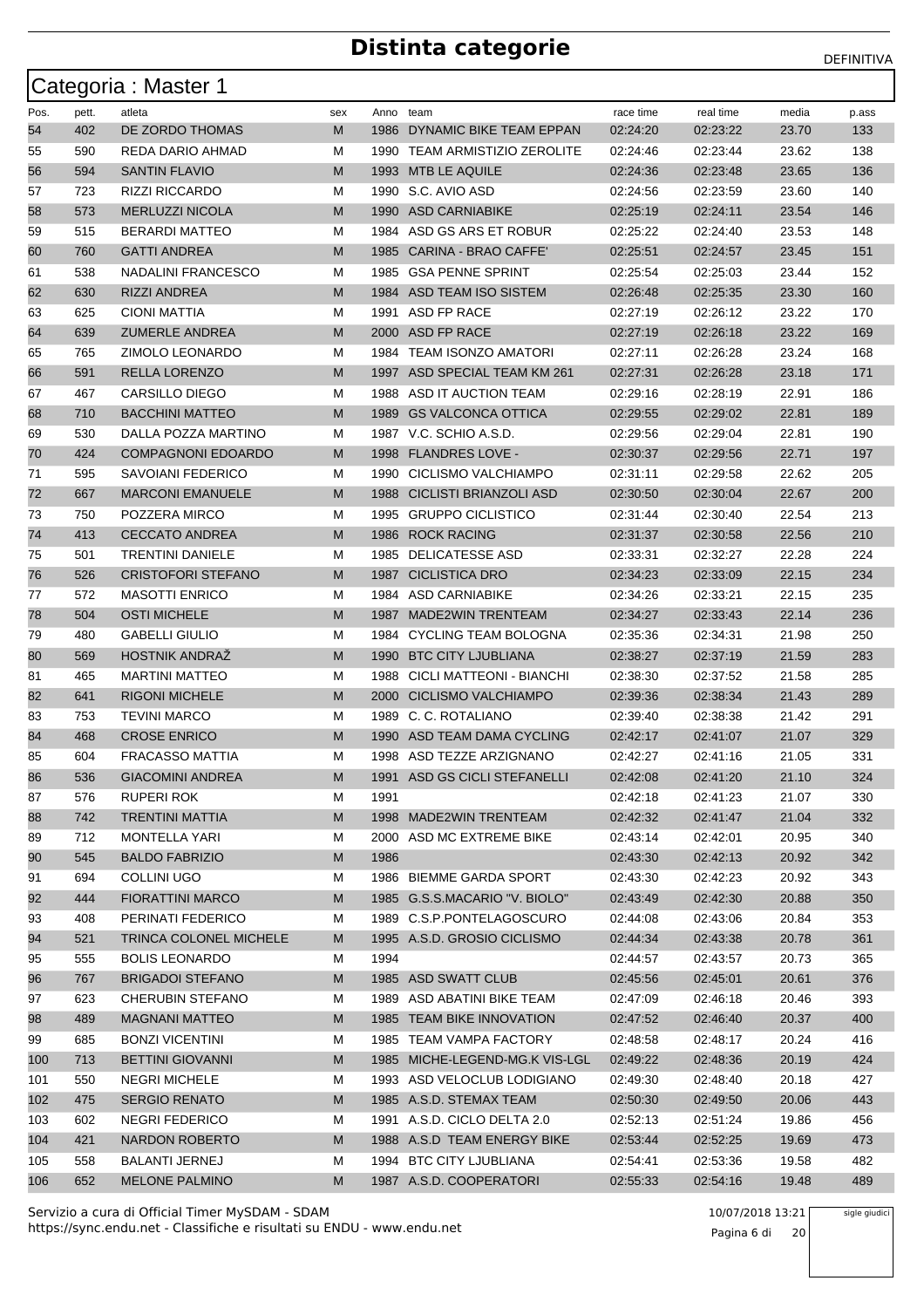# Distinta categorie

DEFINITIVA

## Categoria : Master 1

| Pos. | pett. | atleta | sex | Anno | team | race time | real time | media | p.ass |
|---|---|---|---|---|---|---|---|---|---|
| 54 | 402 | DE ZORDO THOMAS | M | 1986 | DYNAMIC BIKE TEAM EPPAN | 02:24:20 | 02:23:22 | 23.70 | 133 |
| 55 | 590 | REDA DARIO AHMAD | M | 1990 | TEAM ARMISTIZIO ZEROLITE | 02:24:46 | 02:23:44 | 23.62 | 138 |
| 56 | 594 | SANTIN FLAVIO | M | 1993 | MTB LE AQUILE | 02:24:36 | 02:23:48 | 23.65 | 136 |
| 57 | 723 | RIZZI RICCARDO | M | 1990 | S.C. AVIO ASD | 02:24:56 | 02:23:59 | 23.60 | 140 |
| 58 | 573 | MERLUZZI NICOLA | M | 1990 | ASD CARNIABIKE | 02:25:19 | 02:24:11 | 23.54 | 146 |
| 59 | 515 | BERARDI MATTEO | M | 1984 | ASD GS ARS ET ROBUR | 02:25:22 | 02:24:40 | 23.53 | 148 |
| 60 | 760 | GATTI ANDREA | M | 1985 | CARINA - BRAO CAFFE' | 02:25:51 | 02:24:57 | 23.45 | 151 |
| 61 | 538 | NADALINI FRANCESCO | M | 1985 | GSA PENNE SPRINT | 02:25:54 | 02:25:03 | 23.44 | 152 |
| 62 | 630 | RIZZI ANDREA | M | 1984 | ASD TEAM ISO SISTEM | 02:26:48 | 02:25:35 | 23.30 | 160 |
| 63 | 625 | CIONI MATTIA | M | 1991 | ASD FP RACE | 02:27:19 | 02:26:12 | 23.22 | 170 |
| 64 | 639 | ZUMERLE ANDREA | M | 2000 | ASD FP RACE | 02:27:19 | 02:26:18 | 23.22 | 169 |
| 65 | 765 | ZIMOLO LEONARDO | M | 1984 | TEAM ISONZO AMATORI | 02:27:11 | 02:26:28 | 23.24 | 168 |
| 66 | 591 | RELLA LORENZO | M | 1997 | ASD SPECIAL TEAM KM 261 | 02:27:31 | 02:26:28 | 23.18 | 171 |
| 67 | 467 | CARSILLO DIEGO | M | 1988 | ASD IT AUCTION TEAM | 02:29:16 | 02:28:19 | 22.91 | 186 |
| 68 | 710 | BACCHINI MATTEO | M | 1989 | GS VALCONCA OTTICA | 02:29:55 | 02:29:02 | 22.81 | 189 |
| 69 | 530 | DALLA POZZA MARTINO | M | 1987 | V.C. SCHIO A.S.D. | 02:29:56 | 02:29:04 | 22.81 | 190 |
| 70 | 424 | COMPAGNONI EDOARDO | M | 1998 | FLANDRES LOVE - | 02:30:37 | 02:29:56 | 22.71 | 197 |
| 71 | 595 | SAVOIANI FEDERICO | M | 1990 | CICLISMO VALCHIAMPO | 02:31:11 | 02:29:58 | 22.62 | 205 |
| 72 | 667 | MARCONI EMANUELE | M | 1988 | CICLISTI BRIANZOLI ASD | 02:30:50 | 02:30:04 | 22.67 | 200 |
| 73 | 750 | POZZERA MIRCO | M | 1995 | GRUPPO CICLISTICO | 02:31:44 | 02:30:40 | 22.54 | 213 |
| 74 | 413 | CECCATO ANDREA | M | 1986 | ROCK RACING | 02:31:37 | 02:30:58 | 22.56 | 210 |
| 75 | 501 | TRENTINI DANIELE | M | 1985 | DELICATESSE ASD | 02:33:31 | 02:32:27 | 22.28 | 224 |
| 76 | 526 | CRISTOFORI STEFANO | M | 1987 | CICLISTICA DRO | 02:34:23 | 02:33:09 | 22.15 | 234 |
| 77 | 572 | MASOTTI ENRICO | M | 1984 | ASD CARNIABIKE | 02:34:26 | 02:33:21 | 22.15 | 235 |
| 78 | 504 | OSTI MICHELE | M | 1987 | MADE2WIN TRENTEAM | 02:34:27 | 02:33:43 | 22.14 | 236 |
| 79 | 480 | GABELLI GIULIO | M | 1984 | CYCLING TEAM BOLOGNA | 02:35:36 | 02:34:31 | 21.98 | 250 |
| 80 | 569 | HOSTNIK ANDRAŽ | M | 1990 | BTC CITY LJUBLIANA | 02:38:27 | 02:37:19 | 21.59 | 283 |
| 81 | 465 | MARTINI MATTEO | M | 1988 | CICLI MATTEONI - BIANCHI | 02:38:30 | 02:37:52 | 21.58 | 285 |
| 82 | 641 | RIGONI MICHELE | M | 2000 | CICLISMO VALCHIAMPO | 02:39:36 | 02:38:34 | 21.43 | 289 |
| 83 | 753 | TEVINI MARCO | M | 1989 | C. C. ROTALIANO | 02:39:40 | 02:38:38 | 21.42 | 291 |
| 84 | 468 | CROSE ENRICO | M | 1990 | ASD TEAM DAMA CYCLING | 02:42:17 | 02:41:07 | 21.07 | 329 |
| 85 | 604 | FRACASSO MATTIA | M | 1998 | ASD TEZZE ARZIGNANO | 02:42:27 | 02:41:16 | 21.05 | 331 |
| 86 | 536 | GIACOMINI ANDREA | M | 1991 | ASD GS CICLI STEFANELLI | 02:42:08 | 02:41:20 | 21.10 | 324 |
| 87 | 576 | RUPERI ROK | M | 1991 | | 02:42:18 | 02:41:23 | 21.07 | 330 |
| 88 | 742 | TRENTINI MATTIA | M | 1998 | MADE2WIN TRENTEAM | 02:42:32 | 02:41:47 | 21.04 | 332 |
| 89 | 712 | MONTELLA YARI | M | 2000 | ASD MC EXTREME BIKE | 02:43:14 | 02:42:01 | 20.95 | 340 |
| 90 | 545 | BALDO FABRIZIO | M | 1986 | | 02:43:30 | 02:42:13 | 20.92 | 342 |
| 91 | 694 | COLLINI UGO | M | 1986 | BIEMME GARDA SPORT | 02:43:30 | 02:42:23 | 20.92 | 343 |
| 92 | 444 | FIORATTINI MARCO | M | 1985 | G.S.S.MACARIO "V. BIOLO" | 02:43:49 | 02:42:30 | 20.88 | 350 |
| 93 | 408 | PERINATI FEDERICO | M | 1989 | C.S.P.PONTELAGOSCURO | 02:44:08 | 02:43:06 | 20.84 | 353 |
| 94 | 521 | TRINCA COLONEL MICHELE | M | 1995 | A.S.D. GROSIO CICLISMO | 02:44:34 | 02:43:38 | 20.78 | 361 |
| 95 | 555 | BOLIS LEONARDO | M | 1994 | | 02:44:57 | 02:43:57 | 20.73 | 365 |
| 96 | 767 | BRIGADOI STEFANO | M | 1985 | ASD SWATT CLUB | 02:45:56 | 02:45:01 | 20.61 | 376 |
| 97 | 623 | CHERUBIN STEFANO | M | 1989 | ASD ABATINI BIKE TEAM | 02:47:09 | 02:46:18 | 20.46 | 393 |
| 98 | 489 | MAGNANI MATTEO | M | 1985 | TEAM BIKE INNOVATION | 02:47:52 | 02:46:40 | 20.37 | 400 |
| 99 | 685 | BONZI VICENTINI | M | 1985 | TEAM VAMPA FACTORY | 02:48:58 | 02:48:17 | 20.24 | 416 |
| 100 | 713 | BETTINI GIOVANNI | M | 1985 | MICHE-LEGEND-MG.K VIS-LGL | 02:49:22 | 02:48:36 | 20.19 | 424 |
| 101 | 550 | NEGRI MICHELE | M | 1993 | ASD VELOCLUB LODIGIANO | 02:49:30 | 02:48:40 | 20.18 | 427 |
| 102 | 475 | SERGIO RENATO | M | 1985 | A.S.D. STEMAX TEAM | 02:50:30 | 02:49:50 | 20.06 | 443 |
| 103 | 602 | NEGRI FEDERICO | M | 1991 | A.S.D. CICLO DELTA 2.0 | 02:52:13 | 02:51:24 | 19.86 | 456 |
| 104 | 421 | NARDON ROBERTO | M | 1988 | A.S.D TEAM ENERGY BIKE | 02:53:44 | 02:52:25 | 19.69 | 473 |
| 105 | 558 | BALANTI JERNEJ | M | 1994 | BTC CITY LJUBLIANA | 02:54:41 | 02:53:36 | 19.58 | 482 |
| 106 | 652 | MELONE PALMINO | M | 1987 | A.S.D. COOPERATORI | 02:55:33 | 02:54:16 | 19.48 | 489 |

Servizio a cura di Official Timer MySDAM - SDAM
https://sync.endu.net - Classifiche e risultati su ENDU - www.endu.net

10/07/2018 13:21

sigle giudici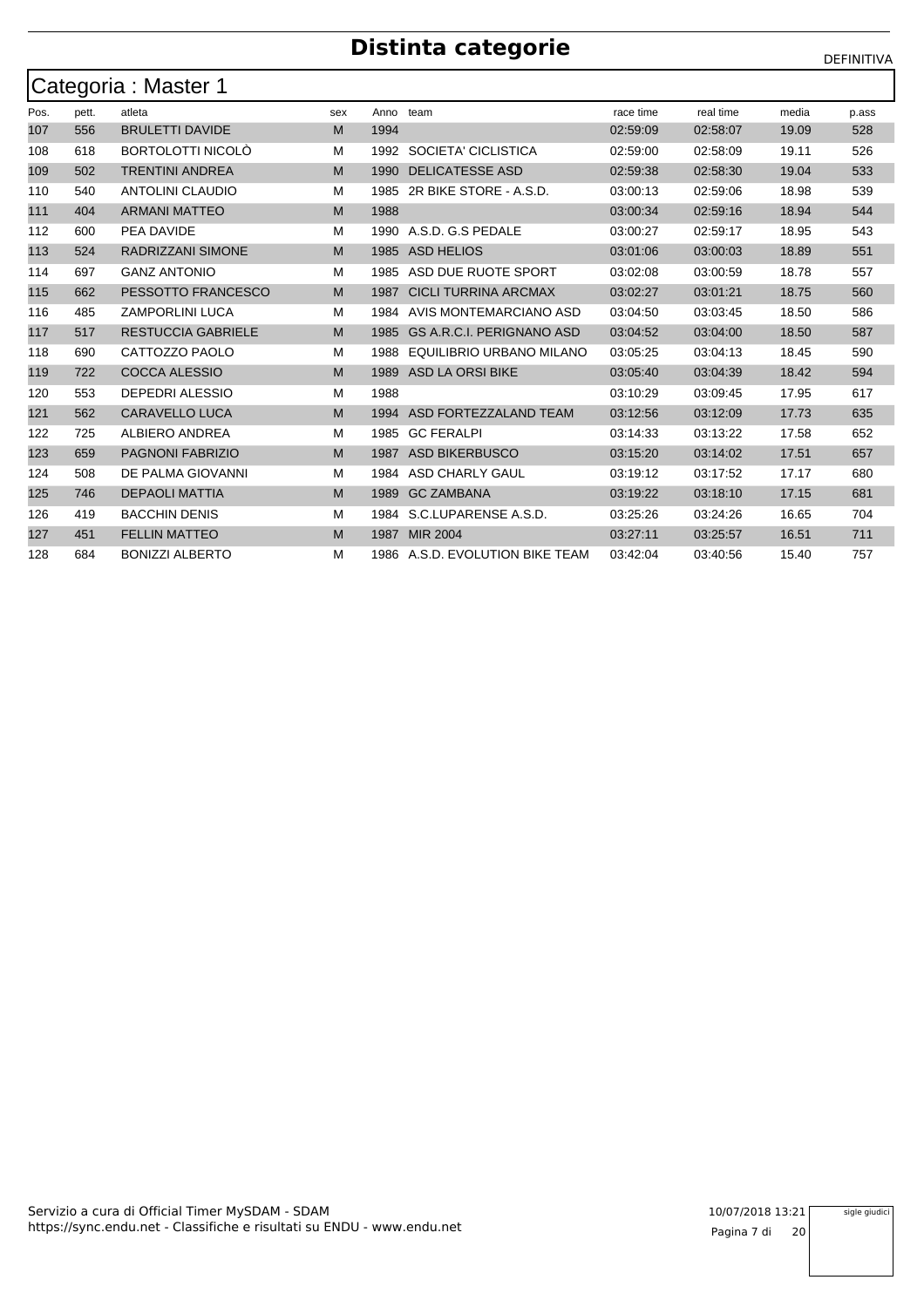# Distinta categorie

DEFINITIVA

## Categoria : Master 1

| Pos. | pett. | atleta | sex | Anno | team | race time | real time | media | p.ass |
|---|---|---|---|---|---|---|---|---|---|
| 107 | 556 | BRULETTI DAVIDE | M | 1994 | | 02:59:09 | 02:58:07 | 19.09 | 528 |
| 108 | 618 | BORTOLOTTI NICOLÒ | M | 1992 | SOCIETA' CICLISTICA | 02:59:00 | 02:58:09 | 19.11 | 526 |
| 109 | 502 | TRENTINI ANDREA | M | 1990 | DELICATESSE ASD | 02:59:38 | 02:58:30 | 19.04 | 533 |
| 110 | 540 | ANTOLINI CLAUDIO | M | 1985 | 2R BIKE STORE - A.S.D. | 03:00:13 | 02:59:06 | 18.98 | 539 |
| 111 | 404 | ARMANI MATTEO | M | 1988 | | 03:00:34 | 02:59:16 | 18.94 | 544 |
| 112 | 600 | PEA DAVIDE | M | 1990 | A.S.D. G.S PEDALE | 03:00:27 | 02:59:17 | 18.95 | 543 |
| 113 | 524 | RADRIZZANI SIMONE | M | 1985 | ASD HELIOS | 03:01:06 | 03:00:03 | 18.89 | 551 |
| 114 | 697 | GANZ ANTONIO | M | 1985 | ASD DUE RUOTE SPORT | 03:02:08 | 03:00:59 | 18.78 | 557 |
| 115 | 662 | PESSOTTO FRANCESCO | M | 1987 | CICLI TURRINA ARCMAX | 03:02:27 | 03:01:21 | 18.75 | 560 |
| 116 | 485 | ZAMPORLINI LUCA | M | 1984 | AVIS MONTEMARCIANO ASD | 03:04:50 | 03:03:45 | 18.50 | 586 |
| 117 | 517 | RESTUCCIA GABRIELE | M | 1985 | GS A.R.C.I. PERIGNANO ASD | 03:04:52 | 03:04:00 | 18.50 | 587 |
| 118 | 690 | CATTOZZO PAOLO | M | 1988 | EQUILIBRIO URBANO MILANO | 03:05:25 | 03:04:13 | 18.45 | 590 |
| 119 | 722 | COCCA ALESSIO | M | 1989 | ASD LA ORSI BIKE | 03:05:40 | 03:04:39 | 18.42 | 594 |
| 120 | 553 | DEPEDRI ALESSIO | M | 1988 | | 03:10:29 | 03:09:45 | 17.95 | 617 |
| 121 | 562 | CARAVELLO LUCA | M | 1994 | ASD FORTEZZALAND TEAM | 03:12:56 | 03:12:09 | 17.73 | 635 |
| 122 | 725 | ALBIERO ANDREA | M | 1985 | GC FERALPI | 03:14:33 | 03:13:22 | 17.58 | 652 |
| 123 | 659 | PAGNONI FABRIZIO | M | 1987 | ASD BIKERBUSCO | 03:15:20 | 03:14:02 | 17.51 | 657 |
| 124 | 508 | DE PALMA GIOVANNI | M | 1984 | ASD CHARLY GAUL | 03:19:12 | 03:17:52 | 17.17 | 680 |
| 125 | 746 | DEPAOLI MATTIA | M | 1989 | GC ZAMBANA | 03:19:22 | 03:18:10 | 17.15 | 681 |
| 126 | 419 | BACCHIN DENIS | M | 1984 | S.C.LUPARENSE A.S.D. | 03:25:26 | 03:24:26 | 16.65 | 704 |
| 127 | 451 | FELLIN MATTEO | M | 1987 | MIR 2004 | 03:27:11 | 03:25:57 | 16.51 | 711 |
| 128 | 684 | BONIZZI ALBERTO | M | 1986 | A.S.D. EVOLUTION BIKE TEAM | 03:42:04 | 03:40:56 | 15.40 | 757 |

Servizio a cura di Official Timer MySDAM - SDAM
https://sync.endu.net - Classifiche e risultati su ENDU - www.endu.net

10/07/2018 13:21

sigle giudici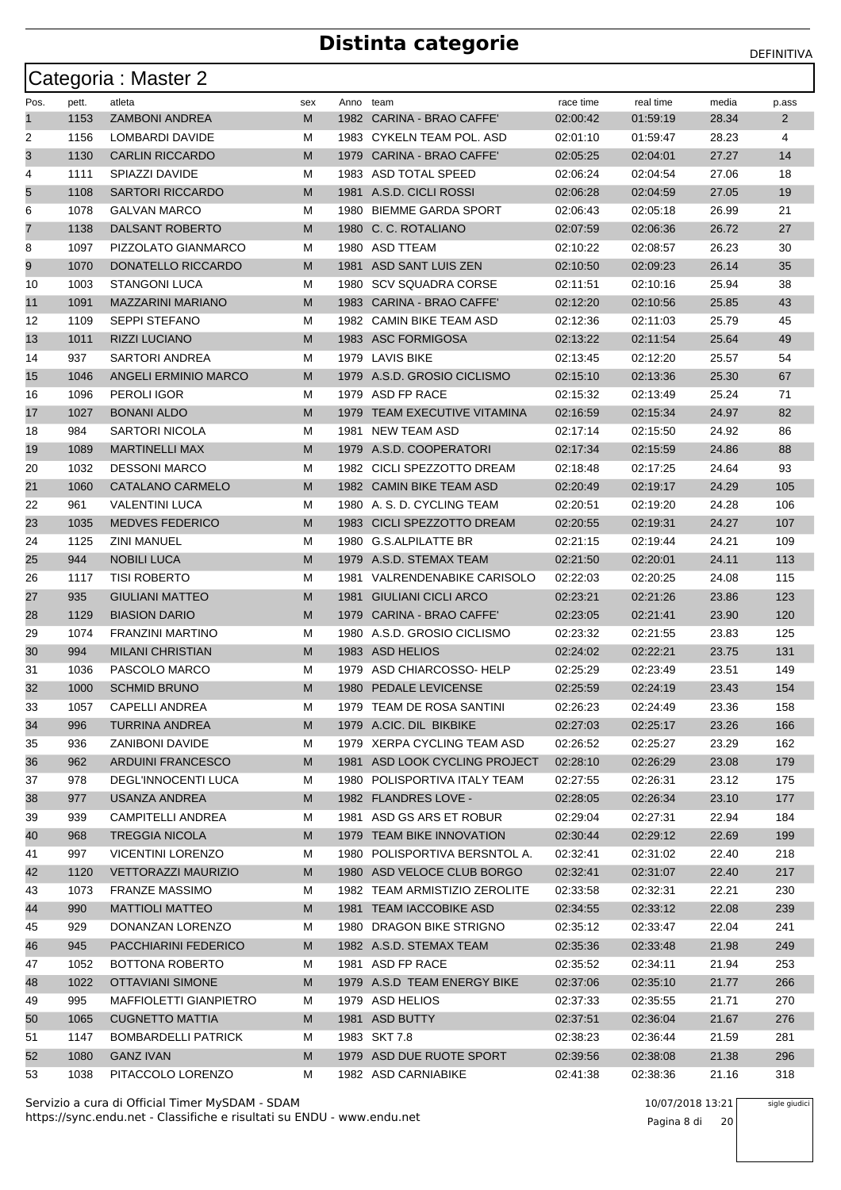# Distinta categorie

DEFINITIVA

## Categoria : Master 2

| Pos. | pett. | atleta | sex | Anno | team | race time | real time | media | p.ass |
|---|---|---|---|---|---|---|---|---|---|
| 1 | 1153 | ZAMBONI ANDREA | M | 1982 | CARINA - BRAO CAFFE' | 02:00:42 | 01:59:19 | 28.34 | 2 |
| 2 | 1156 | LOMBARDI DAVIDE | M | 1983 | CYKELN TEAM POL. ASD | 02:01:10 | 01:59:47 | 28.23 | 4 |
| 3 | 1130 | CARLIN RICCARDO | M | 1979 | CARINA - BRAO CAFFE' | 02:05:25 | 02:04:01 | 27.27 | 14 |
| 4 | 1111 | SPIAZZI DAVIDE | M | 1983 | ASD TOTAL SPEED | 02:06:24 | 02:04:54 | 27.06 | 18 |
| 5 | 1108 | SARTORI RICCARDO | M | 1981 | A.S.D. CICLI ROSSI | 02:06:28 | 02:04:59 | 27.05 | 19 |
| 6 | 1078 | GALVAN MARCO | M | 1980 | BIEMME GARDA SPORT | 02:06:43 | 02:05:18 | 26.99 | 21 |
| 7 | 1138 | DALSANT ROBERTO | M | 1980 | C. C. ROTALIANO | 02:07:59 | 02:06:36 | 26.72 | 27 |
| 8 | 1097 | PIZZOLATO GIANMARCO | M | 1980 | ASD TTEAM | 02:10:22 | 02:08:57 | 26.23 | 30 |
| 9 | 1070 | DONATELLO RICCARDO | M | 1981 | ASD SANT LUIS ZEN | 02:10:50 | 02:09:23 | 26.14 | 35 |
| 10 | 1003 | STANGONI LUCA | M | 1980 | SCV SQUADRA CORSE | 02:11:51 | 02:10:16 | 25.94 | 38 |
| 11 | 1091 | MAZZARINI MARIANO | M | 1983 | CARINA - BRAO CAFFE' | 02:12:20 | 02:10:56 | 25.85 | 43 |
| 12 | 1109 | SEPPI STEFANO | M | 1982 | CAMIN BIKE TEAM ASD | 02:12:36 | 02:11:03 | 25.79 | 45 |
| 13 | 1011 | RIZZI LUCIANO | M | 1983 | ASC FORMIGOSA | 02:13:22 | 02:11:54 | 25.64 | 49 |
| 14 | 937 | SARTORI ANDREA | M | 1979 | LAVIS BIKE | 02:13:45 | 02:12:20 | 25.57 | 54 |
| 15 | 1046 | ANGELI ERMINIO MARCO | M | 1979 | A.S.D. GROSIO CICLISMO | 02:15:10 | 02:13:36 | 25.30 | 67 |
| 16 | 1096 | PEROLI IGOR | M | 1979 | ASD FP RACE | 02:15:32 | 02:13:49 | 25.24 | 71 |
| 17 | 1027 | BONANI ALDO | M | 1979 | TEAM EXECUTIVE VITAMINA | 02:16:59 | 02:15:34 | 24.97 | 82 |
| 18 | 984 | SARTORI NICOLA | M | 1981 | NEW TEAM ASD | 02:17:14 | 02:15:50 | 24.92 | 86 |
| 19 | 1089 | MARTINELLI MAX | M | 1979 | A.S.D. COOPERATORI | 02:17:34 | 02:15:59 | 24.86 | 88 |
| 20 | 1032 | DESSONI MARCO | M | 1982 | CICLI SPEZZOTTO DREAM | 02:18:48 | 02:17:25 | 24.64 | 93 |
| 21 | 1060 | CATALANO CARMELO | M | 1982 | CAMIN BIKE TEAM ASD | 02:20:49 | 02:19:17 | 24.29 | 105 |
| 22 | 961 | VALENTINI LUCA | M | 1980 | A. S. D. CYCLING TEAM | 02:20:51 | 02:19:20 | 24.28 | 106 |
| 23 | 1035 | MEDVES FEDERICO | M | 1983 | CICLI SPEZZOTTO DREAM | 02:20:55 | 02:19:31 | 24.27 | 107 |
| 24 | 1125 | ZINI MANUEL | M | 1980 | G.S.ALPILATTE BR | 02:21:15 | 02:19:44 | 24.21 | 109 |
| 25 | 944 | NOBILI LUCA | M | 1979 | A.S.D. STEMAX TEAM | 02:21:50 | 02:20:01 | 24.11 | 113 |
| 26 | 1117 | TISI ROBERTO | M | 1981 | VALRENDENABIKE CARISOLO | 02:22:03 | 02:20:25 | 24.08 | 115 |
| 27 | 935 | GIULIANI MATTEO | M | 1981 | GIULIANI CICLI ARCO | 02:23:21 | 02:21:26 | 23.86 | 123 |
| 28 | 1129 | BIASION DARIO | M | 1979 | CARINA - BRAO CAFFE' | 02:23:05 | 02:21:41 | 23.90 | 120 |
| 29 | 1074 | FRANZINI MARTINO | M | 1980 | A.S.D. GROSIO CICLISMO | 02:23:32 | 02:21:55 | 23.83 | 125 |
| 30 | 994 | MILANI CHRISTIAN | M | 1983 | ASD HELIOS | 02:24:02 | 02:22:21 | 23.75 | 131 |
| 31 | 1036 | PASCOLO MARCO | M | 1979 | ASD CHIARCOSSO- HELP | 02:25:29 | 02:23:49 | 23.51 | 149 |
| 32 | 1000 | SCHMID BRUNO | M | 1980 | PEDALE LEVICENSE | 02:25:59 | 02:24:19 | 23.43 | 154 |
| 33 | 1057 | CAPELLI ANDREA | M | 1979 | TEAM DE ROSA SANTINI | 02:26:23 | 02:24:49 | 23.36 | 158 |
| 34 | 996 | TURRINA ANDREA | M | 1979 | A.CIC. DIL BIKBIKE | 02:27:03 | 02:25:17 | 23.26 | 166 |
| 35 | 936 | ZANIBONI DAVIDE | M | 1979 | XERPA CYCLING TEAM ASD | 02:26:52 | 02:25:27 | 23.29 | 162 |
| 36 | 962 | ARDUINI FRANCESCO | M | 1981 | ASD LOOK CYCLING PROJECT | 02:28:10 | 02:26:29 | 23.08 | 179 |
| 37 | 978 | DEGL'INNOCENTI LUCA | M | 1980 | POLISPORTIVA ITALY TEAM | 02:27:55 | 02:26:31 | 23.12 | 175 |
| 38 | 977 | USANZA ANDREA | M | 1982 | FLANDRES LOVE - | 02:28:05 | 02:26:34 | 23.10 | 177 |
| 39 | 939 | CAMPITELLI ANDREA | M | 1981 | ASD GS ARS ET ROBUR | 02:29:04 | 02:27:31 | 22.94 | 184 |
| 40 | 968 | TREGGIA NICOLA | M | 1979 | TEAM BIKE INNOVATION | 02:30:44 | 02:29:12 | 22.69 | 199 |
| 41 | 997 | VICENTINI LORENZO | M | 1980 | POLISPORTIVA BERSNTOL A. | 02:32:41 | 02:31:02 | 22.40 | 218 |
| 42 | 1120 | VETTORAZZI MAURIZIO | M | 1980 | ASD VELOCE CLUB BORGO | 02:32:41 | 02:31:07 | 22.40 | 217 |
| 43 | 1073 | FRANZE MASSIMO | M | 1982 | TEAM ARMISTIZIO ZEROLITE | 02:33:58 | 02:32:31 | 22.21 | 230 |
| 44 | 990 | MATTIOLI MATTEO | M | 1981 | TEAM IACCOBIKE ASD | 02:34:55 | 02:33:12 | 22.08 | 239 |
| 45 | 929 | DONANZAN LORENZO | M | 1980 | DRAGON BIKE STRIGNO | 02:35:12 | 02:33:47 | 22.04 | 241 |
| 46 | 945 | PACCHIARINI FEDERICO | M | 1982 | A.S.D. STEMAX TEAM | 02:35:36 | 02:33:48 | 21.98 | 249 |
| 47 | 1052 | BOTTONA ROBERTO | M | 1981 | ASD FP RACE | 02:35:52 | 02:34:11 | 21.94 | 253 |
| 48 | 1022 | OTTAVIANI SIMONE | M | 1979 | A.S.D TEAM ENERGY BIKE | 02:37:06 | 02:35:10 | 21.77 | 266 |
| 49 | 995 | MAFFIOLETTI GIANPIETRO | M | 1979 | ASD HELIOS | 02:37:33 | 02:35:55 | 21.71 | 270 |
| 50 | 1065 | CUGNETTO MATTIA | M | 1981 | ASD BUTTY | 02:37:51 | 02:36:04 | 21.67 | 276 |
| 51 | 1147 | BOMBARDELLI PATRICK | M | 1983 | SKT 7.8 | 02:38:23 | 02:36:44 | 21.59 | 281 |
| 52 | 1080 | GANZ IVAN | M | 1979 | ASD DUE RUOTE SPORT | 02:39:56 | 02:38:08 | 21.38 | 296 |
| 53 | 1038 | PITACCOLO LORENZO | M | 1982 | ASD CARNIABIKE | 02:41:38 | 02:38:36 | 21.16 | 318 |

Servizio a cura di Official Timer MySDAM - SDAM
https://sync.endu.net - Classifiche e risultati su ENDU - www.endu.net

10/07/2018 13:21

sigle giudici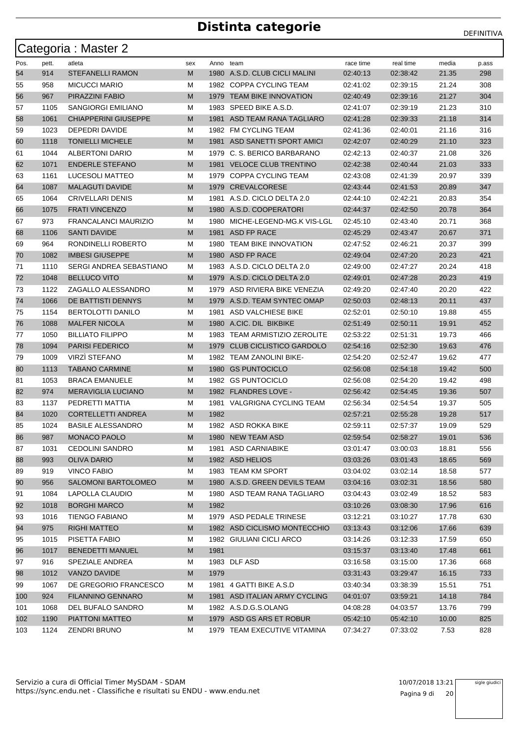# Distinta categorie

DEFINITIVA

## Categoria : Master 2

| Pos. | pett. | atleta | sex | Anno | team | race time | real time | media | p.ass |
|---|---|---|---|---|---|---|---|---|---|
| 54 | 914 | STEFANELLI RAMON | M | 1980 | A.S.D. CLUB CICLI MALINI | 02:40:13 | 02:38:42 | 21.35 | 298 |
| 55 | 958 | MICUCCI MARIO | M | 1982 | COPPA CYCLING TEAM | 02:41:02 | 02:39:15 | 21.24 | 308 |
| 56 | 967 | PIRAZZINI FABIO | M | 1979 | TEAM BIKE INNOVATION | 02:40:49 | 02:39:16 | 21.27 | 304 |
| 57 | 1105 | SANGIORGI EMILIANO | M | 1983 | SPEED BIKE A.S.D. | 02:41:07 | 02:39:19 | 21.23 | 310 |
| 58 | 1061 | CHIAPPERINI GIUSEPPE | M | 1981 | ASD TEAM RANA TAGLIARO | 02:41:28 | 02:39:33 | 21.18 | 314 |
| 59 | 1023 | DEPEDRI DAVIDE | M | 1982 | FM CYCLING TEAM | 02:41:36 | 02:40:01 | 21.16 | 316 |
| 60 | 1118 | TONIELLI MICHELE | M | 1981 | ASD SANETTI SPORT AMICI | 02:42:07 | 02:40:29 | 21.10 | 323 |
| 61 | 1044 | ALBERTONI DARIO | M | 1979 | C. S. BERICO BARBARANO | 02:42:13 | 02:40:37 | 21.08 | 326 |
| 62 | 1071 | ENDERLE STEFANO | M | 1981 | VELOCE CLUB TRENTINO | 02:42:38 | 02:40:44 | 21.03 | 333 |
| 63 | 1161 | LUCESOLI MATTEO | M | 1979 | COPPA CYCLING TEAM | 02:43:08 | 02:41:39 | 20.97 | 339 |
| 64 | 1087 | MALAGUTI DAVIDE | M | 1979 | CREVALCORESE | 02:43:44 | 02:41:53 | 20.89 | 347 |
| 65 | 1064 | CRIVELLARI DENIS | M | 1981 | A.S.D. CICLO DELTA 2.0 | 02:44:10 | 02:42:21 | 20.83 | 354 |
| 66 | 1075 | FRATI VINCENZO | M | 1980 | A.S.D. COOPERATORI | 02:44:37 | 02:42:50 | 20.78 | 364 |
| 67 | 973 | FRANCALANCI MAURIZIO | M | 1980 | MICHE-LEGEND-MG.K VIS-LGL | 02:45:10 | 02:43:40 | 20.71 | 368 |
| 68 | 1106 | SANTI DAVIDE | M | 1981 | ASD FP RACE | 02:45:29 | 02:43:47 | 20.67 | 371 |
| 69 | 964 | RONDINELLI ROBERTO | M | 1980 | TEAM BIKE INNOVATION | 02:47:52 | 02:46:21 | 20.37 | 399 |
| 70 | 1082 | IMBESI GIUSEPPE | M | 1980 | ASD FP RACE | 02:49:04 | 02:47:20 | 20.23 | 421 |
| 71 | 1110 | SERGI ANDREA SEBASTIANO | M | 1983 | A.S.D. CICLO DELTA 2.0 | 02:49:00 | 02:47:27 | 20.24 | 418 |
| 72 | 1048 | BELLUCO VITO | M | 1979 | A.S.D. CICLO DELTA 2.0 | 02:49:01 | 02:47:28 | 20.23 | 419 |
| 73 | 1122 | ZAGALLO ALESSANDRO | M | 1979 | ASD RIVIERA BIKE VENEZIA | 02:49:20 | 02:47:40 | 20.20 | 422 |
| 74 | 1066 | DE BATTISTI DENNYS | M | 1979 | A.S.D. TEAM SYNTEC OMAP | 02:50:03 | 02:48:13 | 20.11 | 437 |
| 75 | 1154 | BERTOLOTTI DANILO | M | 1981 | ASD VALCHIESE BIKE | 02:52:01 | 02:50:10 | 19.88 | 455 |
| 76 | 1088 | MALFER NICOLA | M | 1980 | A.CIC. DIL BIKBIKE | 02:51:49 | 02:50:11 | 19.91 | 452 |
| 77 | 1050 | BILLIATO FILIPPO | M | 1983 | TEAM ARMISTIZIO ZEROLITE | 02:53:22 | 02:51:31 | 19.73 | 466 |
| 78 | 1094 | PARISI FEDERICO | M | 1979 | CLUB CICLISTICO GARDOLO | 02:54:16 | 02:52:30 | 19.63 | 476 |
| 79 | 1009 | VIRZÌ STEFANO | M | 1982 | TEAM ZANOLINI BIKE- | 02:54:20 | 02:52:47 | 19.62 | 477 |
| 80 | 1113 | TABANO CARMINE | M | 1980 | GS PUNTOCICLO | 02:56:08 | 02:54:18 | 19.42 | 500 |
| 81 | 1053 | BRACA EMANUELE | M | 1982 | GS PUNTOCICLO | 02:56:08 | 02:54:20 | 19.42 | 498 |
| 82 | 974 | MERAVIGLIA LUCIANO | M | 1982 | FLANDRES LOVE - | 02:56:42 | 02:54:45 | 19.36 | 507 |
| 83 | 1137 | PEDRETTI MATTIA | M | 1981 | VALGRIGNA CYCLING TEAM | 02:56:34 | 02:54:54 | 19.37 | 505 |
| 84 | 1020 | CORTELLETTI ANDREA | M | 1982 | | 02:57:21 | 02:55:28 | 19.28 | 517 |
| 85 | 1024 | BASILE ALESSANDRO | M | 1982 | ASD ROKKA BIKE | 02:59:11 | 02:57:37 | 19.09 | 529 |
| 86 | 987 | MONACO PAOLO | M | 1980 | NEW TEAM ASD | 02:59:54 | 02:58:27 | 19.01 | 536 |
| 87 | 1031 | CEDOLINI SANDRO | M | 1981 | ASD CARNIABIKE | 03:01:47 | 03:00:03 | 18.81 | 556 |
| 88 | 993 | OLIVA DARIO | M | 1982 | ASD HELIOS | 03:03:26 | 03:01:43 | 18.65 | 569 |
| 89 | 919 | VINCO FABIO | M | 1983 | TEAM KM SPORT | 03:04:02 | 03:02:14 | 18.58 | 577 |
| 90 | 956 | SALOMONI BARTOLOMEO | M | 1980 | A.S.D. GREEN DEVILS TEAM | 03:04:16 | 03:02:31 | 18.56 | 580 |
| 91 | 1084 | LAPOLLA CLAUDIO | M | 1980 | ASD TEAM RANA TAGLIARO | 03:04:43 | 03:02:49 | 18.52 | 583 |
| 92 | 1018 | BORGHI MARCO | M | 1982 | | 03:10:26 | 03:08:30 | 17.96 | 616 |
| 93 | 1016 | TIENGO FABIANO | M | 1979 | ASD PEDALE TRINESE | 03:12:21 | 03:10:27 | 17.78 | 630 |
| 94 | 975 | RIGHI MATTEO | M | 1982 | ASD CICLISMO MONTECCHIO | 03:13:43 | 03:12:06 | 17.66 | 639 |
| 95 | 1015 | PISETTA FABIO | M | 1982 | GIULIANI CICLI ARCO | 03:14:26 | 03:12:33 | 17.59 | 650 |
| 96 | 1017 | BENEDETTI MANUEL | M | 1981 | | 03:15:37 | 03:13:40 | 17.48 | 661 |
| 97 | 916 | SPEZIALE ANDREA | M | 1983 | DLF ASD | 03:16:58 | 03:15:00 | 17.36 | 668 |
| 98 | 1012 | VANZO DAVIDE | M | 1979 | | 03:31:43 | 03:29:47 | 16.15 | 733 |
| 99 | 1067 | DE GREGORIO FRANCESCO | M | 1981 | 4 GATTI BIKE A.S.D | 03:40:34 | 03:38:39 | 15.51 | 751 |
| 100 | 924 | FILANNINO GENNARO | M | 1981 | ASD ITALIAN ARMY CYCLING | 04:01:07 | 03:59:21 | 14.18 | 784 |
| 101 | 1068 | DEL BUFALO SANDRO | M | 1982 | A.S.D.G.S.OLANG | 04:08:28 | 04:03:57 | 13.76 | 799 |
| 102 | 1190 | PIATTONI MATTEO | M | 1979 | ASD GS ARS ET ROBUR | 05:42:10 | 05:42:10 | 10.00 | 825 |
| 103 | 1124 | ZENDRI BRUNO | M | 1979 | TEAM EXECUTIVE VITAMINA | 07:34:27 | 07:33:02 | 7.53 | 828 |

Servizio a cura di Official Timer MySDAM - SDAM
https://sync.endu.net - Classifiche e risultati su ENDU - www.endu.net

10/07/2018 13:21

sigle giudici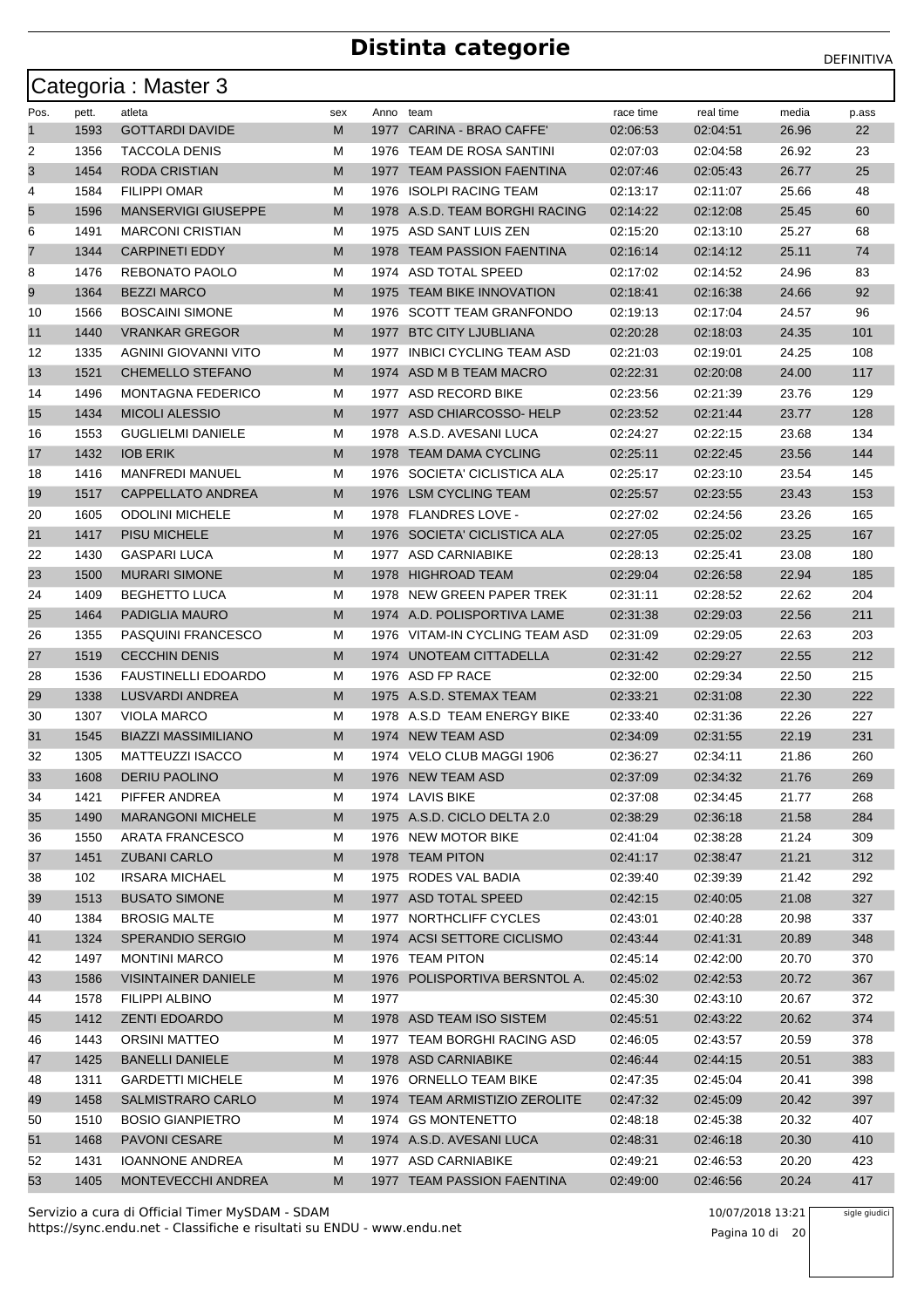# Distinta categorie

DEFINITIVA

## Categoria : Master 3

| Pos. | pett. | atleta | sex | Anno | team | race time | real time | media | p.ass |
|---|---|---|---|---|---|---|---|---|---|
| 1 | 1593 | GOTTARDI DAVIDE | M | 1977 | CARINA - BRAO CAFFE' | 02:06:53 | 02:04:51 | 26.96 | 22 |
| 2 | 1356 | TACCOLA DENIS | M | 1976 | TEAM DE ROSA SANTINI | 02:07:03 | 02:04:58 | 26.92 | 23 |
| 3 | 1454 | RODA CRISTIAN | M | 1977 | TEAM PASSION FAENTINA | 02:07:46 | 02:05:43 | 26.77 | 25 |
| 4 | 1584 | FILIPPI OMAR | M | 1976 | ISOLPI RACING TEAM | 02:13:17 | 02:11:07 | 25.66 | 48 |
| 5 | 1596 | MANSERVIGI GIUSEPPE | M | 1978 | A.S.D. TEAM BORGHI RACING | 02:14:22 | 02:12:08 | 25.45 | 60 |
| 6 | 1491 | MARCONI CRISTIAN | M | 1975 | ASD SANT LUIS ZEN | 02:15:20 | 02:13:10 | 25.27 | 68 |
| 7 | 1344 | CARPINETI EDDY | M | 1978 | TEAM PASSION FAENTINA | 02:16:14 | 02:14:12 | 25.11 | 74 |
| 8 | 1476 | REBONATO PAOLO | M | 1974 | ASD TOTAL SPEED | 02:17:02 | 02:14:52 | 24.96 | 83 |
| 9 | 1364 | BEZZI MARCO | M | 1975 | TEAM BIKE INNOVATION | 02:18:41 | 02:16:38 | 24.66 | 92 |
| 10 | 1566 | BOSCAINI SIMONE | M | 1976 | SCOTT TEAM GRANFONDO | 02:19:13 | 02:17:04 | 24.57 | 96 |
| 11 | 1440 | VRANKAR GREGOR | M | 1977 | BTC CITY LJUBLIANA | 02:20:28 | 02:18:03 | 24.35 | 101 |
| 12 | 1335 | AGNINI GIOVANNI VITO | M | 1977 | INBICI CYCLING TEAM ASD | 02:21:03 | 02:19:01 | 24.25 | 108 |
| 13 | 1521 | CHEMELLO STEFANO | M | 1974 | ASD M B TEAM MACRO | 02:22:31 | 02:20:08 | 24.00 | 117 |
| 14 | 1496 | MONTAGNA FEDERICO | M | 1977 | ASD RECORD BIKE | 02:23:56 | 02:21:39 | 23.76 | 129 |
| 15 | 1434 | MICOLI ALESSIO | M | 1977 | ASD CHIARCOSSO- HELP | 02:23:52 | 02:21:44 | 23.77 | 128 |
| 16 | 1553 | GUGLIELMI DANIELE | M | 1978 | A.S.D. AVESANI LUCA | 02:24:27 | 02:22:15 | 23.68 | 134 |
| 17 | 1432 | IOB ERIK | M | 1978 | TEAM DAMA CYCLING | 02:25:11 | 02:22:45 | 23.56 | 144 |
| 18 | 1416 | MANFREDI MANUEL | M | 1976 | SOCIETA' CICLISTICA ALA | 02:25:17 | 02:23:10 | 23.54 | 145 |
| 19 | 1517 | CAPPELLATO ANDREA | M | 1976 | LSM CYCLING TEAM | 02:25:57 | 02:23:55 | 23.43 | 153 |
| 20 | 1605 | ODOLINI MICHELE | M | 1978 | FLANDRES LOVE - | 02:27:02 | 02:24:56 | 23.26 | 165 |
| 21 | 1417 | PISU MICHELE | M | 1976 | SOCIETA' CICLISTICA ALA | 02:27:05 | 02:25:02 | 23.25 | 167 |
| 22 | 1430 | GASPARI LUCA | M | 1977 | ASD CARNIABIKE | 02:28:13 | 02:25:41 | 23.08 | 180 |
| 23 | 1500 | MURARI SIMONE | M | 1978 | HIGHROAD TEAM | 02:29:04 | 02:26:58 | 22.94 | 185 |
| 24 | 1409 | BEGHETTO LUCA | M | 1978 | NEW GREEN PAPER TREK | 02:31:11 | 02:28:52 | 22.62 | 204 |
| 25 | 1464 | PADIGLIA MAURO | M | 1974 | A.D. POLISPORTIVA LAME | 02:31:38 | 02:29:03 | 22.56 | 211 |
| 26 | 1355 | PASQUINI FRANCESCO | M | 1976 | VITAM-IN CYCLING TEAM ASD | 02:31:09 | 02:29:05 | 22.63 | 203 |
| 27 | 1519 | CECCHIN DENIS | M | 1974 | UNOTEAM CITTADELLA | 02:31:42 | 02:29:27 | 22.55 | 212 |
| 28 | 1536 | FAUSTINELLI EDOARDO | M | 1976 | ASD FP RACE | 02:32:00 | 02:29:34 | 22.50 | 215 |
| 29 | 1338 | LUSVARDI ANDREA | M | 1975 | A.S.D. STEMAX TEAM | 02:33:21 | 02:31:08 | 22.30 | 222 |
| 30 | 1307 | VIOLA MARCO | M | 1978 | A.S.D TEAM ENERGY BIKE | 02:33:40 | 02:31:36 | 22.26 | 227 |
| 31 | 1545 | BIAZZI MASSIMILIANO | M | 1974 | NEW TEAM ASD | 02:34:09 | 02:31:55 | 22.19 | 231 |
| 32 | 1305 | MATTEUZZI ISACCO | M | 1974 | VELO CLUB MAGGI 1906 | 02:36:27 | 02:34:11 | 21.86 | 260 |
| 33 | 1608 | DERIU PAOLINO | M | 1976 | NEW TEAM ASD | 02:37:09 | 02:34:32 | 21.76 | 269 |
| 34 | 1421 | PIFFER ANDREA | M | 1974 | LAVIS BIKE | 02:37:08 | 02:34:45 | 21.77 | 268 |
| 35 | 1490 | MARANGONI MICHELE | M | 1975 | A.S.D. CICLO DELTA 2.0 | 02:38:29 | 02:36:18 | 21.58 | 284 |
| 36 | 1550 | ARATA FRANCESCO | M | 1976 | NEW MOTOR BIKE | 02:41:04 | 02:38:28 | 21.24 | 309 |
| 37 | 1451 | ZUBANI CARLO | M | 1978 | TEAM PITON | 02:41:17 | 02:38:47 | 21.21 | 312 |
| 38 | 102 | IRSARA MICHAEL | M | 1975 | RODES VAL BADIA | 02:39:40 | 02:39:39 | 21.42 | 292 |
| 39 | 1513 | BUSATO SIMONE | M | 1977 | ASD TOTAL SPEED | 02:42:15 | 02:40:05 | 21.08 | 327 |
| 40 | 1384 | BROSIG MALTE | M | 1977 | NORTHCLIFF CYCLES | 02:43:01 | 02:40:28 | 20.98 | 337 |
| 41 | 1324 | SPERANDIO SERGIO | M | 1974 | ACSI SETTORE CICLISMO | 02:43:44 | 02:41:31 | 20.89 | 348 |
| 42 | 1497 | MONTINI MARCO | M | 1976 | TEAM PITON | 02:45:14 | 02:42:00 | 20.70 | 370 |
| 43 | 1586 | VISINTAINER DANIELE | M | 1976 | POLISPORTIVA BERSNTOL A. | 02:45:02 | 02:42:53 | 20.72 | 367 |
| 44 | 1578 | FILIPPI ALBINO | M | 1977 | | 02:45:30 | 02:43:10 | 20.67 | 372 |
| 45 | 1412 | ZENTI EDOARDO | M | 1978 | ASD TEAM ISO SISTEM | 02:45:51 | 02:43:22 | 20.62 | 374 |
| 46 | 1443 | ORSINI MATTEO | M | 1977 | TEAM BORGHI RACING ASD | 02:46:05 | 02:43:57 | 20.59 | 378 |
| 47 | 1425 | BANELLI DANIELE | M | 1978 | ASD CARNIABIKE | 02:46:44 | 02:44:15 | 20.51 | 383 |
| 48 | 1311 | GARDETTI MICHELE | M | 1976 | ORNELLO TEAM BIKE | 02:47:35 | 02:45:04 | 20.41 | 398 |
| 49 | 1458 | SALMISTRARO CARLO | M | 1974 | TEAM ARMISTIZIO ZEROLITE | 02:47:32 | 02:45:09 | 20.42 | 397 |
| 50 | 1510 | BOSIO GIANPIETRO | M | 1974 | GS MONTENETTO | 02:48:18 | 02:45:38 | 20.32 | 407 |
| 51 | 1468 | PAVONI CESARE | M | 1974 | A.S.D. AVESANI LUCA | 02:48:31 | 02:46:18 | 20.30 | 410 |
| 52 | 1431 | IOANNONE ANDREA | M | 1977 | ASD CARNIABIKE | 02:49:21 | 02:46:53 | 20.20 | 423 |
| 53 | 1405 | MONTEVECCHI ANDREA | M | 1977 | TEAM PASSION FAENTINA | 02:49:00 | 02:46:56 | 20.24 | 417 |

Servizio a cura di Official Timer MySDAM - SDAM
https://sync.endu.net - Classifiche e risultati su ENDU - www.endu.net

10/07/2018 13:21

sigle giudici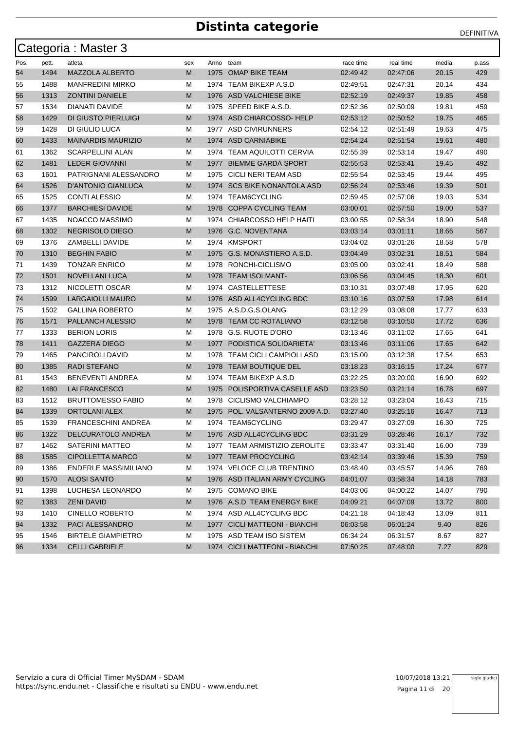# Distinta categorie

DEFINITIVA

## Categoria : Master 3

| Pos. | pett. | atleta | sex | Anno | team | race time | real time | media | p.ass |
|---|---|---|---|---|---|---|---|---|---|
| 54 | 1494 | MAZZOLA ALBERTO | M | 1975 | OMAP BIKE TEAM | 02:49:42 | 02:47:06 | 20.15 | 429 |
| 55 | 1488 | MANFREDINI MIRKO | M | 1974 | TEAM BIKEXP A.S.D | 02:49:51 | 02:47:31 | 20.14 | 434 |
| 56 | 1313 | ZONTINI DANIELE | M | 1976 | ASD VALCHIESE BIKE | 02:52:19 | 02:49:37 | 19.85 | 458 |
| 57 | 1534 | DIANATI DAVIDE | M | 1975 | SPEED BIKE A.S.D. | 02:52:36 | 02:50:09 | 19.81 | 459 |
| 58 | 1429 | DI GIUSTO PIERLUIGI | M | 1974 | ASD CHIARCOSSO- HELP | 02:53:12 | 02:50:52 | 19.75 | 465 |
| 59 | 1428 | DI GIULIO LUCA | M | 1977 | ASD CIVIRUNNERS | 02:54:12 | 02:51:49 | 19.63 | 475 |
| 60 | 1433 | MAINARDIS MAURIZIO | M | 1974 | ASD CARNIABIKE | 02:54:24 | 02:51:54 | 19.61 | 480 |
| 61 | 1362 | SCARPELLINI ALAN | M | 1974 | TEAM AQUILOTTI CERVIA | 02:55:39 | 02:53:14 | 19.47 | 490 |
| 62 | 1481 | LEDER GIOVANNI | M | 1977 | BIEMME GARDA SPORT | 02:55:53 | 02:53:41 | 19.45 | 492 |
| 63 | 1601 | PATRIGNANI ALESSANDRO | M | 1975 | CICLI NERI TEAM ASD | 02:55:54 | 02:53:45 | 19.44 | 495 |
| 64 | 1526 | D'ANTONIO GIANLUCA | M | 1974 | SCS BIKE NONANTOLA ASD | 02:56:24 | 02:53:46 | 19.39 | 501 |
| 65 | 1525 | CONTI ALESSIO | M | 1974 | TEAM6CYCLING | 02:59:45 | 02:57:06 | 19.03 | 534 |
| 66 | 1377 | BARCHIESI DAVIDE | M | 1978 | COPPA CYCLING TEAM | 03:00:01 | 02:57:50 | 19.00 | 537 |
| 67 | 1435 | NOACCO MASSIMO | M | 1974 | CHIARCOSSO HELP HAITI | 03:00:55 | 02:58:34 | 18.90 | 548 |
| 68 | 1302 | NEGRISOLO DIEGO | M | 1976 | G.C. NOVENTANA | 03:03:14 | 03:01:11 | 18.66 | 567 |
| 69 | 1376 | ZAMBELLI DAVIDE | M | 1974 | KMSPORT | 03:04:02 | 03:01:26 | 18.58 | 578 |
| 70 | 1310 | BEGHIN FABIO | M | 1975 | G.S. MONASTIERO A.S.D. | 03:04:49 | 03:02:31 | 18.51 | 584 |
| 71 | 1439 | TONZAR ENRICO | M | 1978 | RONCHI-CICLISMO | 03:05:00 | 03:02:41 | 18.49 | 588 |
| 72 | 1501 | NOVELLANI LUCA | M | 1978 | TEAM ISOLMANT- | 03:06:56 | 03:04:45 | 18.30 | 601 |
| 73 | 1312 | NICOLETTI OSCAR | M | 1974 | CASTELLETTESE | 03:10:31 | 03:07:48 | 17.95 | 620 |
| 74 | 1599 | LARGAIOLLI MAURO | M | 1976 | ASD ALL4CYCLING BDC | 03:10:16 | 03:07:59 | 17.98 | 614 |
| 75 | 1502 | GALLINA ROBERTO | M | 1975 | A.S.D.G.S.OLANG | 03:12:29 | 03:08:08 | 17.77 | 633 |
| 76 | 1571 | PALLANCH ALESSIO | M | 1978 | TEAM CC ROTALIANO | 03:12:58 | 03:10:50 | 17.72 | 636 |
| 77 | 1333 | BERION LORIS | M | 1978 | G.S. RUOTE D'ORO | 03:13:46 | 03:11:02 | 17.65 | 641 |
| 78 | 1411 | GAZZERA DIEGO | M | 1977 | PODISTICA SOLIDARIETA' | 03:13:46 | 03:11:06 | 17.65 | 642 |
| 79 | 1465 | PANCIROLI DAVID | M | 1978 | TEAM CICLI CAMPIOLI ASD | 03:15:00 | 03:12:38 | 17.54 | 653 |
| 80 | 1385 | RADI STEFANO | M | 1978 | TEAM BOUTIQUE DEL | 03:18:23 | 03:16:15 | 17.24 | 677 |
| 81 | 1543 | BENEVENTI ANDREA | M | 1974 | TEAM BIKEXP A.S.D | 03:22:25 | 03:20:00 | 16.90 | 692 |
| 82 | 1480 | LAI FRANCESCO | M | 1975 | POLISPORTIVA CASELLE ASD | 03:23:50 | 03:21:14 | 16.78 | 697 |
| 83 | 1512 | BRUTTOMESSO FABIO | M | 1978 | CICLISMO VALCHIAMPO | 03:28:12 | 03:23:04 | 16.43 | 715 |
| 84 | 1339 | ORTOLANI ALEX | M | 1975 | POL. VALSANTERNO 2009 A.D. | 03:27:40 | 03:25:16 | 16.47 | 713 |
| 85 | 1539 | FRANCESCHINI ANDREA | M | 1974 | TEAM6CYCLING | 03:29:47 | 03:27:09 | 16.30 | 725 |
| 86 | 1322 | DELCURATOLO ANDREA | M | 1976 | ASD ALL4CYCLING BDC | 03:31:29 | 03:28:46 | 16.17 | 732 |
| 87 | 1462 | SATERINI MATTEO | M | 1977 | TEAM ARMISTIZIO ZEROLITE | 03:33:47 | 03:31:40 | 16.00 | 739 |
| 88 | 1585 | CIPOLLETTA MARCO | M | 1977 | TEAM PROCYCLING | 03:42:14 | 03:39:46 | 15.39 | 759 |
| 89 | 1386 | ENDERLE MASSIMILIANO | M | 1974 | VELOCE CLUB TRENTINO | 03:48:40 | 03:45:57 | 14.96 | 769 |
| 90 | 1570 | ALOSI SANTO | M | 1976 | ASD ITALIAN ARMY CYCLING | 04:01:07 | 03:58:34 | 14.18 | 783 |
| 91 | 1398 | LUCHESA LEONARDO | M | 1975 | COMANO BIKE | 04:03:06 | 04:00:22 | 14.07 | 790 |
| 92 | 1383 | ZENI DAVID | M | 1976 | A.S.D TEAM ENERGY BIKE | 04:09:21 | 04:07:09 | 13.72 | 800 |
| 93 | 1410 | CINELLO ROBERTO | M | 1974 | ASD ALL4CYCLING BDC | 04:21:18 | 04:18:43 | 13.09 | 811 |
| 94 | 1332 | PACI ALESSANDRO | M | 1977 | CICLI MATTEONI - BIANCHI | 06:03:58 | 06:01:24 | 9.40 | 826 |
| 95 | 1546 | BIRTELE GIAMPIETRO | M | 1975 | ASD TEAM ISO SISTEM | 06:34:24 | 06:31:57 | 8.67 | 827 |
| 96 | 1334 | CELLI GABRIELE | M | 1974 | CICLI MATTEONI - BIANCHI | 07:50:25 | 07:48:00 | 7.27 | 829 |

Servizio a cura di Official Timer MySDAM - SDAM
https://sync.endu.net - Classifiche e risultati su ENDU - www.endu.net

10/07/2018 13:21

sigle giudici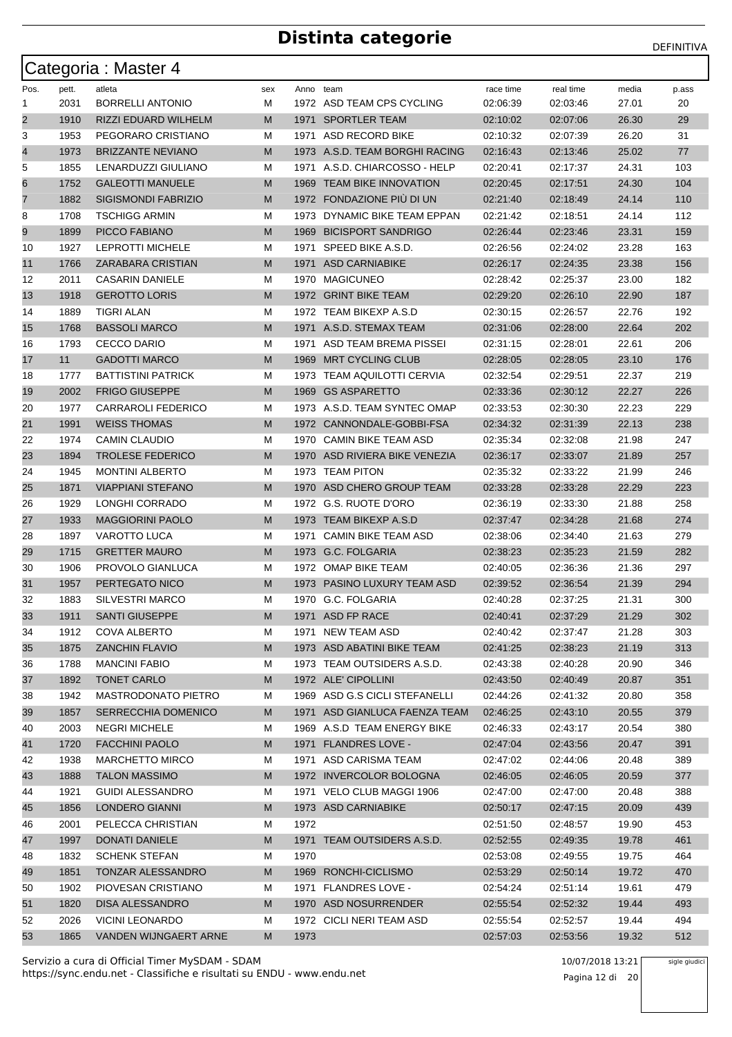# Distinta categorie

DEFINITIVA

## Categoria : Master 4

| Pos. | pett. | atleta | sex | Anno | team | race time | real time | media | p.ass |
|---|---|---|---|---|---|---|---|---|---|
| 1 | 2031 | BORRELLI ANTONIO | M | 1972 | ASD TEAM CPS CYCLING | 02:06:39 | 02:03:46 | 27.01 | 20 |
| 2 | 1910 | RIZZI EDUARD WILHELM | M | 1971 | SPORTLER TEAM | 02:10:02 | 02:07:06 | 26.30 | 29 |
| 3 | 1953 | PEGORARO CRISTIANO | M | 1971 | ASD RECORD BIKE | 02:10:32 | 02:07:39 | 26.20 | 31 |
| 4 | 1973 | BRIZZANTE NEVIANO | M | 1973 | A.S.D. TEAM BORGHI RACING | 02:16:43 | 02:13:46 | 25.02 | 77 |
| 5 | 1855 | LENARDUZZI GIULIANO | M | 1971 | A.S.D. CHIARCOSSO - HELP | 02:20:41 | 02:17:37 | 24.31 | 103 |
| 6 | 1752 | GALEOTTI MANUELE | M | 1969 | TEAM BIKE INNOVATION | 02:20:45 | 02:17:51 | 24.30 | 104 |
| 7 | 1882 | SIGISMONDI FABRIZIO | M | 1972 | FONDAZIONE PIÙ DI UN | 02:21:40 | 02:18:49 | 24.14 | 110 |
| 8 | 1708 | TSCHIGG ARMIN | M | 1973 | DYNAMIC BIKE TEAM EPPAN | 02:21:42 | 02:18:51 | 24.14 | 112 |
| 9 | 1899 | PICCO FABIANO | M | 1969 | BICISPORT SANDRIGO | 02:26:44 | 02:23:46 | 23.31 | 159 |
| 10 | 1927 | LEPROTTI MICHELE | M | 1971 | SPEED BIKE A.S.D. | 02:26:56 | 02:24:02 | 23.28 | 163 |
| 11 | 1766 | ZARABARA CRISTIAN | M | 1971 | ASD CARNIABIKE | 02:26:17 | 02:24:35 | 23.38 | 156 |
| 12 | 2011 | CASARIN DANIELE | M | 1970 | MAGICUNEO | 02:28:42 | 02:25:37 | 23.00 | 182 |
| 13 | 1918 | GEROTTO LORIS | M | 1972 | GRINT BIKE TEAM | 02:29:20 | 02:26:10 | 22.90 | 187 |
| 14 | 1889 | TIGRI ALAN | M | 1972 | TEAM BIKEXP A.S.D | 02:30:15 | 02:26:57 | 22.76 | 192 |
| 15 | 1768 | BASSOLI MARCO | M | 1971 | A.S.D. STEMAX TEAM | 02:31:06 | 02:28:00 | 22.64 | 202 |
| 16 | 1793 | CECCO DARIO | M | 1971 | ASD TEAM BREMA PISSEI | 02:31:15 | 02:28:01 | 22.61 | 206 |
| 17 | 11 | GADOTTI MARCO | M | 1969 | MRT CYCLING CLUB | 02:28:05 | 02:28:05 | 23.10 | 176 |
| 18 | 1777 | BATTISTINI PATRICK | M | 1973 | TEAM AQUILOTTI CERVIA | 02:32:54 | 02:29:51 | 22.37 | 219 |
| 19 | 2002 | FRIGO GIUSEPPE | M | 1969 | GS ASPARETTO | 02:33:36 | 02:30:12 | 22.27 | 226 |
| 20 | 1977 | CARRAROLI FEDERICO | M | 1973 | A.S.D. TEAM SYNTEC OMAP | 02:33:53 | 02:30:30 | 22.23 | 229 |
| 21 | 1991 | WEISS THOMAS | M | 1972 | CANNONDALE-GOBBI-FSA | 02:34:32 | 02:31:39 | 22.13 | 238 |
| 22 | 1974 | CAMIN CLAUDIO | M | 1970 | CAMIN BIKE TEAM ASD | 02:35:34 | 02:32:08 | 21.98 | 247 |
| 23 | 1894 | TROLESE FEDERICO | M | 1970 | ASD RIVIERA BIKE VENEZIA | 02:36:17 | 02:33:07 | 21.89 | 257 |
| 24 | 1945 | MONTINI ALBERTO | M | 1973 | TEAM PITON | 02:35:32 | 02:33:22 | 21.99 | 246 |
| 25 | 1871 | VIAPPIANI STEFANO | M | 1970 | ASD CHERO GROUP TEAM | 02:33:28 | 02:33:28 | 22.29 | 223 |
| 26 | 1929 | LONGHI CORRADO | M | 1972 | G.S. RUOTE D'ORO | 02:36:19 | 02:33:30 | 21.88 | 258 |
| 27 | 1933 | MAGGIORINI PAOLO | M | 1973 | TEAM BIKEXP A.S.D | 02:37:47 | 02:34:28 | 21.68 | 274 |
| 28 | 1897 | VAROTTO LUCA | M | 1971 | CAMIN BIKE TEAM ASD | 02:38:06 | 02:34:40 | 21.63 | 279 |
| 29 | 1715 | GRETTER MAURO | M | 1973 | G.C. FOLGARIA | 02:38:23 | 02:35:23 | 21.59 | 282 |
| 30 | 1906 | PROVOLO GIANLUCA | M | 1972 | OMAP BIKE TEAM | 02:40:05 | 02:36:36 | 21.36 | 297 |
| 31 | 1957 | PERTEGATO NICO | M | 1973 | PASINO LUXURY TEAM ASD | 02:39:52 | 02:36:54 | 21.39 | 294 |
| 32 | 1883 | SILVESTRI MARCO | M | 1970 | G.C. FOLGARIA | 02:40:28 | 02:37:25 | 21.31 | 300 |
| 33 | 1911 | SANTI GIUSEPPE | M | 1971 | ASD FP RACE | 02:40:41 | 02:37:29 | 21.29 | 302 |
| 34 | 1912 | COVA ALBERTO | M | 1971 | NEW TEAM ASD | 02:40:42 | 02:37:47 | 21.28 | 303 |
| 35 | 1875 | ZANCHIN FLAVIO | M | 1973 | ASD ABATINI BIKE TEAM | 02:41:25 | 02:38:23 | 21.19 | 313 |
| 36 | 1788 | MANCINI FABIO | M | 1973 | TEAM OUTSIDERS A.S.D. | 02:43:38 | 02:40:28 | 20.90 | 346 |
| 37 | 1892 | TONET CARLO | M | 1972 | ALE' CIPOLLINI | 02:43:50 | 02:40:49 | 20.87 | 351 |
| 38 | 1942 | MASTRODONATO PIETRO | M | 1969 | ASD G.S CICLI STEFANELLI | 02:44:26 | 02:41:32 | 20.80 | 358 |
| 39 | 1857 | SERRECCHIA DOMENICO | M | 1971 | ASD GIANLUCA FAENZA TEAM | 02:46:25 | 02:43:10 | 20.55 | 379 |
| 40 | 2003 | NEGRI MICHELE | M | 1969 | A.S.D TEAM ENERGY BIKE | 02:46:33 | 02:43:17 | 20.54 | 380 |
| 41 | 1720 | FACCHINI PAOLO | M | 1971 | FLANDRES LOVE - | 02:47:04 | 02:43:56 | 20.47 | 391 |
| 42 | 1938 | MARCHETTO MIRCO | M | 1971 | ASD CARISMA TEAM | 02:47:02 | 02:44:06 | 20.48 | 389 |
| 43 | 1888 | TALON MASSIMO | M | 1972 | INVERCOLOR BOLOGNA | 02:46:05 | 02:46:05 | 20.59 | 377 |
| 44 | 1921 | GUIDI ALESSANDRO | M | 1971 | VELO CLUB MAGGI 1906 | 02:47:00 | 02:47:00 | 20.48 | 388 |
| 45 | 1856 | LONDERO GIANNI | M | 1973 | ASD CARNIABIKE | 02:50:17 | 02:47:15 | 20.09 | 439 |
| 46 | 2001 | PELECCA CHRISTIAN | M | 1972 | | 02:51:50 | 02:48:57 | 19.90 | 453 |
| 47 | 1997 | DONATI DANIELE | M | 1971 | TEAM OUTSIDERS A.S.D. | 02:52:55 | 02:49:35 | 19.78 | 461 |
| 48 | 1832 | SCHENK STEFAN | M | 1970 | | 02:53:08 | 02:49:55 | 19.75 | 464 |
| 49 | 1851 | TONZAR ALESSANDRO | M | 1969 | RONCHI-CICLISMO | 02:53:29 | 02:50:14 | 19.72 | 470 |
| 50 | 1902 | PIOVESAN CRISTIANO | M | 1971 | FLANDRES LOVE - | 02:54:24 | 02:51:14 | 19.61 | 479 |
| 51 | 1820 | DISA ALESSANDRO | M | 1970 | ASD NOSURRENDER | 02:55:54 | 02:52:32 | 19.44 | 493 |
| 52 | 2026 | VICINI LEONARDO | M | 1972 | CICLI NERI TEAM ASD | 02:55:54 | 02:52:57 | 19.44 | 494 |
| 53 | 1865 | VANDEN WIJNGAERT ARNE | M | 1973 | | 02:57:03 | 02:53:56 | 19.32 | 512 |

Servizio a cura di Official Timer MySDAM - SDAM
https://sync.endu.net - Classifiche e risultati su ENDU - www.endu.net

10/07/2018 13:21

sigle giudici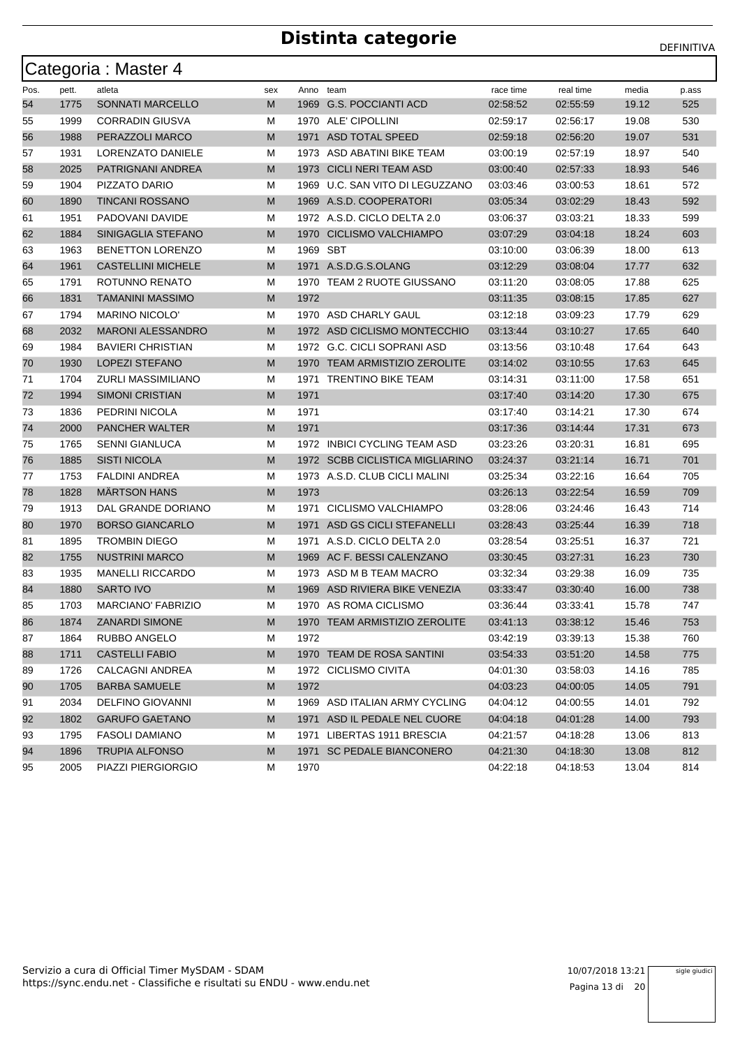# Distinta categorie

DEFINITIVA

## Categoria : Master 4

| Pos. | pett. | atleta | sex | Anno | team | race time | real time | media | p.ass |
|---|---|---|---|---|---|---|---|---|---|
| 54 | 1775 | SONNATI MARCELLO | M | 1969 | G.S. POCCIANTI ACD | 02:58:52 | 02:55:59 | 19.12 | 525 |
| 55 | 1999 | CORRADIN GIUSVA | M | 1970 | ALE' CIPOLLINI | 02:59:17 | 02:56:17 | 19.08 | 530 |
| 56 | 1988 | PERAZZOLI MARCO | M | 1971 | ASD TOTAL SPEED | 02:59:18 | 02:56:20 | 19.07 | 531 |
| 57 | 1931 | LORENZATO DANIELE | M | 1973 | ASD ABATINI BIKE TEAM | 03:00:19 | 02:57:19 | 18.97 | 540 |
| 58 | 2025 | PATRIGNANI ANDREA | M | 1973 | CICLI NERI TEAM ASD | 03:00:40 | 02:57:33 | 18.93 | 546 |
| 59 | 1904 | PIZZATO DARIO | M | 1969 | U.C. SAN VITO DI LEGUZZANO | 03:03:46 | 03:00:53 | 18.61 | 572 |
| 60 | 1890 | TINCANI ROSSANO | M | 1969 | A.S.D. COOPERATORI | 03:05:34 | 03:02:29 | 18.43 | 592 |
| 61 | 1951 | PADOVANI DAVIDE | M | 1972 | A.S.D. CICLO DELTA 2.0 | 03:06:37 | 03:03:21 | 18.33 | 599 |
| 62 | 1884 | SINIGAGLIA STEFANO | M | 1970 | CICLISMO VALCHIAMPO | 03:07:29 | 03:04:18 | 18.24 | 603 |
| 63 | 1963 | BENETTON LORENZO | M | 1969 | SBT | 03:10:00 | 03:06:39 | 18.00 | 613 |
| 64 | 1961 | CASTELLINI MICHELE | M | 1971 | A.S.D.G.S.OLANG | 03:12:29 | 03:08:04 | 17.77 | 632 |
| 65 | 1791 | ROTUNNO RENATO | M | 1970 | TEAM 2 RUOTE GIUSSANO | 03:11:20 | 03:08:05 | 17.88 | 625 |
| 66 | 1831 | TAMANINI MASSIMO | M | 1972 | | 03:11:35 | 03:08:15 | 17.85 | 627 |
| 67 | 1794 | MARINO NICOLO' | M | 1970 | ASD CHARLY GAUL | 03:12:18 | 03:09:23 | 17.79 | 629 |
| 68 | 2032 | MARONI ALESSANDRO | M | 1972 | ASD CICLISMO MONTECCHIO | 03:13:44 | 03:10:27 | 17.65 | 640 |
| 69 | 1984 | BAVIERI CHRISTIAN | M | 1972 | G.C. CICLI SOPRANI ASD | 03:13:56 | 03:10:48 | 17.64 | 643 |
| 70 | 1930 | LOPEZI STEFANO | M | 1970 | TEAM ARMISTIZIO ZEROLITE | 03:14:02 | 03:10:55 | 17.63 | 645 |
| 71 | 1704 | ZURLI MASSIMILIANO | M | 1971 | TRENTINO BIKE TEAM | 03:14:31 | 03:11:00 | 17.58 | 651 |
| 72 | 1994 | SIMONI CRISTIAN | M | 1971 | | 03:17:40 | 03:14:20 | 17.30 | 675 |
| 73 | 1836 | PEDRINI NICOLA | M | 1971 | | 03:17:40 | 03:14:21 | 17.30 | 674 |
| 74 | 2000 | PANCHER WALTER | M | 1971 | | 03:17:36 | 03:14:44 | 17.31 | 673 |
| 75 | 1765 | SENNI GIANLUCA | M | 1972 | INBICI CYCLING TEAM ASD | 03:23:26 | 03:20:31 | 16.81 | 695 |
| 76 | 1885 | SISTI NICOLA | M | 1972 | SCBB CICLISTICA MIGLIARINO | 03:24:37 | 03:21:14 | 16.71 | 701 |
| 77 | 1753 | FALDINI ANDREA | M | 1973 | A.S.D. CLUB CICLI MALINI | 03:25:34 | 03:22:16 | 16.64 | 705 |
| 78 | 1828 | MÄRTSON HANS | M | 1973 | | 03:26:13 | 03:22:54 | 16.59 | 709 |
| 79 | 1913 | DAL GRANDE DORIANO | M | 1971 | CICLISMO VALCHIAMPO | 03:28:06 | 03:24:46 | 16.43 | 714 |
| 80 | 1970 | BORSO GIANCARLO | M | 1971 | ASD GS CICLI STEFANELLI | 03:28:43 | 03:25:44 | 16.39 | 718 |
| 81 | 1895 | TROMBIN DIEGO | M | 1971 | A.S.D. CICLO DELTA 2.0 | 03:28:54 | 03:25:51 | 16.37 | 721 |
| 82 | 1755 | NUSTRINI MARCO | M | 1969 | AC F. BESSI CALENZANO | 03:30:45 | 03:27:31 | 16.23 | 730 |
| 83 | 1935 | MANELLI RICCARDO | M | 1973 | ASD M B TEAM MACRO | 03:32:34 | 03:29:38 | 16.09 | 735 |
| 84 | 1880 | SARTO IVO | M | 1969 | ASD RIVIERA BIKE VENEZIA | 03:33:47 | 03:30:40 | 16.00 | 738 |
| 85 | 1703 | MARCIANO' FABRIZIO | M | 1970 | AS ROMA CICLISMO | 03:36:44 | 03:33:41 | 15.78 | 747 |
| 86 | 1874 | ZANARDI SIMONE | M | 1970 | TEAM ARMISTIZIO ZEROLITE | 03:41:13 | 03:38:12 | 15.46 | 753 |
| 87 | 1864 | RUBBO ANGELO | M | 1972 | | 03:42:19 | 03:39:13 | 15.38 | 760 |
| 88 | 1711 | CASTELLI FABIO | M | 1970 | TEAM DE ROSA SANTINI | 03:54:33 | 03:51:20 | 14.58 | 775 |
| 89 | 1726 | CALCAGNI ANDREA | M | 1972 | CICLISMO CIVITA | 04:01:30 | 03:58:03 | 14.16 | 785 |
| 90 | 1705 | BARBA SAMUELE | M | 1972 | | 04:03:23 | 04:00:05 | 14.05 | 791 |
| 91 | 2034 | DELFINO GIOVANNI | M | 1969 | ASD ITALIAN ARMY CYCLING | 04:04:12 | 04:00:55 | 14.01 | 792 |
| 92 | 1802 | GARUFO GAETANO | M | 1971 | ASD IL PEDALE NEL CUORE | 04:04:18 | 04:01:28 | 14.00 | 793 |
| 93 | 1795 | FASOLI DAMIANO | M | 1971 | LIBERTAS 1911 BRESCIA | 04:21:57 | 04:18:28 | 13.06 | 813 |
| 94 | 1896 | TRUPIA ALFONSO | M | 1971 | SC PEDALE BIANCONERO | 04:21:30 | 04:18:30 | 13.08 | 812 |
| 95 | 2005 | PIAZZI PIERGIORGIO | M | 1970 | | 04:22:18 | 04:18:53 | 13.04 | 814 |

Servizio a cura di Official Timer MySDAM - SDAM
https://sync.endu.net - Classifiche e risultati su ENDU - www.endu.net

10/07/2018 13:21

sigle giudici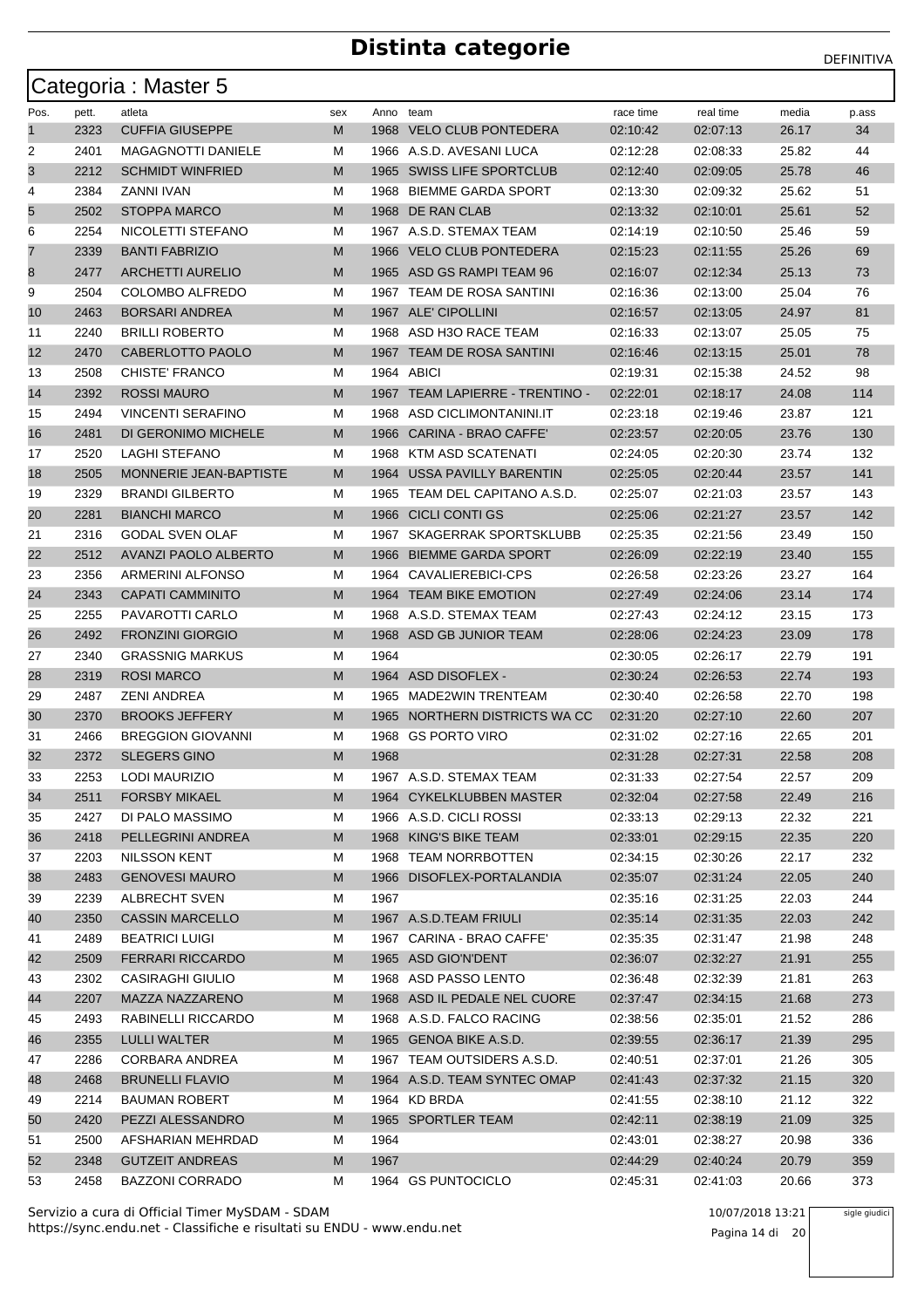# Distinta categorie

DEFINITIVA

## Categoria : Master 5

| Pos. | pett. | atleta | sex | Anno | team | race time | real time | media | p.ass |
|---|---|---|---|---|---|---|---|---|---|
| 1 | 2323 | CUFFIA GIUSEPPE | M | 1968 | VELO CLUB PONTEDERA | 02:10:42 | 02:07:13 | 26.17 | 34 |
| 2 | 2401 | MAGAGNOTTI DANIELE | M | 1966 | A.S.D. AVESANI LUCA | 02:12:28 | 02:08:33 | 25.82 | 44 |
| 3 | 2212 | SCHMIDT WINFRIED | M | 1965 | SWISS LIFE SPORTCLUB | 02:12:40 | 02:09:05 | 25.78 | 46 |
| 4 | 2384 | ZANNI IVAN | M | 1968 | BIEMME GARDA SPORT | 02:13:30 | 02:09:32 | 25.62 | 51 |
| 5 | 2502 | STOPPA MARCO | M | 1968 | DE RAN CLAB | 02:13:32 | 02:10:01 | 25.61 | 52 |
| 6 | 2254 | NICOLETTI STEFANO | M | 1967 | A.S.D. STEMAX TEAM | 02:14:19 | 02:10:50 | 25.46 | 59 |
| 7 | 2339 | BANTI FABRIZIO | M | 1966 | VELO CLUB PONTEDERA | 02:15:23 | 02:11:55 | 25.26 | 69 |
| 8 | 2477 | ARCHETTI AURELIO | M | 1965 | ASD GS RAMPI TEAM 96 | 02:16:07 | 02:12:34 | 25.13 | 73 |
| 9 | 2504 | COLOMBO ALFREDO | M | 1967 | TEAM DE ROSA SANTINI | 02:16:36 | 02:13:00 | 25.04 | 76 |
| 10 | 2463 | BORSARI ANDREA | M | 1967 | ALE' CIPOLLINI | 02:16:57 | 02:13:05 | 24.97 | 81 |
| 11 | 2240 | BRILLI ROBERTO | M | 1968 | ASD H3O RACE TEAM | 02:16:33 | 02:13:07 | 25.05 | 75 |
| 12 | 2470 | CABERLOTTO PAOLO | M | 1967 | TEAM DE ROSA SANTINI | 02:16:46 | 02:13:15 | 25.01 | 78 |
| 13 | 2508 | CHISTE' FRANCO | M | 1964 | ABICI | 02:19:31 | 02:15:38 | 24.52 | 98 |
| 14 | 2392 | ROSSI MAURO | M | 1967 | TEAM LAPIERRE - TRENTINO - | 02:22:01 | 02:18:17 | 24.08 | 114 |
| 15 | 2494 | VINCENTI SERAFINO | M | 1968 | ASD CICLIMONTANINI.IT | 02:23:18 | 02:19:46 | 23.87 | 121 |
| 16 | 2481 | DI GERONIMO MICHELE | M | 1966 | CARINA - BRAO CAFFE' | 02:23:57 | 02:20:05 | 23.76 | 130 |
| 17 | 2520 | LAGHI STEFANO | M | 1968 | KTM ASD SCATENATI | 02:24:05 | 02:20:30 | 23.74 | 132 |
| 18 | 2505 | MONNERIE JEAN-BAPTISTE | M | 1964 | USSA PAVILLY BARENTIN | 02:25:05 | 02:20:44 | 23.57 | 141 |
| 19 | 2329 | BRANDI GILBERTO | M | 1965 | TEAM DEL CAPITANO A.S.D. | 02:25:07 | 02:21:03 | 23.57 | 143 |
| 20 | 2281 | BIANCHI MARCO | M | 1966 | CICLI CONTI GS | 02:25:06 | 02:21:27 | 23.57 | 142 |
| 21 | 2316 | GODAL SVEN OLAF | M | 1967 | SKAGERRAK SPORTSKLUBB | 02:25:35 | 02:21:56 | 23.49 | 150 |
| 22 | 2512 | AVANZI PAOLO ALBERTO | M | 1966 | BIEMME GARDA SPORT | 02:26:09 | 02:22:19 | 23.40 | 155 |
| 23 | 2356 | ARMERINI ALFONSO | M | 1964 | CAVALIEREBICI-CPS | 02:26:58 | 02:23:26 | 23.27 | 164 |
| 24 | 2343 | CAPATI CAMMINITO | M | 1964 | TEAM BIKE EMOTION | 02:27:49 | 02:24:06 | 23.14 | 174 |
| 25 | 2255 | PAVAROTTI CARLO | M | 1968 | A.S.D. STEMAX TEAM | 02:27:43 | 02:24:12 | 23.15 | 173 |
| 26 | 2492 | FRONZINI GIORGIO | M | 1968 | ASD GB JUNIOR TEAM | 02:28:06 | 02:24:23 | 23.09 | 178 |
| 27 | 2340 | GRASSNIG MARKUS | M | 1964 | | 02:30:05 | 02:26:17 | 22.79 | 191 |
| 28 | 2319 | ROSI MARCO | M | 1964 | ASD DISOFLEX - | 02:30:24 | 02:26:53 | 22.74 | 193 |
| 29 | 2487 | ZENI ANDREA | M | 1965 | MADE2WIN TRENTEAM | 02:30:40 | 02:26:58 | 22.70 | 198 |
| 30 | 2370 | BROOKS JEFFERY | M | 1965 | NORTHERN DISTRICTS WA CC | 02:31:20 | 02:27:10 | 22.60 | 207 |
| 31 | 2466 | BREGGION GIOVANNI | M | 1968 | GS PORTO VIRO | 02:31:02 | 02:27:16 | 22.65 | 201 |
| 32 | 2372 | SLEGERS GINO | M | 1968 | | 02:31:28 | 02:27:31 | 22.58 | 208 |
| 33 | 2253 | LODI MAURIZIO | M | 1967 | A.S.D. STEMAX TEAM | 02:31:33 | 02:27:54 | 22.57 | 209 |
| 34 | 2511 | FORSBY MIKAEL | M | 1964 | CYKELKLUBBEN MASTER | 02:32:04 | 02:27:58 | 22.49 | 216 |
| 35 | 2427 | DI PALO MASSIMO | M | 1966 | A.S.D. CICLI ROSSI | 02:33:13 | 02:29:13 | 22.32 | 221 |
| 36 | 2418 | PELLEGRINI ANDREA | M | 1968 | KING'S BIKE TEAM | 02:33:01 | 02:29:15 | 22.35 | 220 |
| 37 | 2203 | NILSSON KENT | M | 1968 | TEAM NORRBOTTEN | 02:34:15 | 02:30:26 | 22.17 | 232 |
| 38 | 2483 | GENOVESI MAURO | M | 1966 | DISOFLEX-PORTALANDIA | 02:35:07 | 02:31:24 | 22.05 | 240 |
| 39 | 2239 | ALBRECHT SVEN | M | 1967 | | 02:35:16 | 02:31:25 | 22.03 | 244 |
| 40 | 2350 | CASSIN MARCELLO | M | 1967 | A.S.D.TEAM FRIULI | 02:35:14 | 02:31:35 | 22.03 | 242 |
| 41 | 2489 | BEATRICI LUIGI | M | 1967 | CARINA - BRAO CAFFE' | 02:35:35 | 02:31:47 | 21.98 | 248 |
| 42 | 2509 | FERRARI RICCARDO | M | 1965 | ASD GIO'N'DENT | 02:36:07 | 02:32:27 | 21.91 | 255 |
| 43 | 2302 | CASIRAGHI GIULIO | M | 1968 | ASD PASSO LENTO | 02:36:48 | 02:32:39 | 21.81 | 263 |
| 44 | 2207 | MAZZA NAZZARENO | M | 1968 | ASD IL PEDALE NEL CUORE | 02:37:47 | 02:34:15 | 21.68 | 273 |
| 45 | 2493 | RABINELLI RICCARDO | M | 1968 | A.S.D. FALCO RACING | 02:38:56 | 02:35:01 | 21.52 | 286 |
| 46 | 2355 | LULLI WALTER | M | 1965 | GENOA BIKE A.S.D. | 02:39:55 | 02:36:17 | 21.39 | 295 |
| 47 | 2286 | CORBARA ANDREA | M | 1967 | TEAM OUTSIDERS A.S.D. | 02:40:51 | 02:37:01 | 21.26 | 305 |
| 48 | 2468 | BRUNELLI FLAVIO | M | 1964 | A.S.D. TEAM SYNTEC OMAP | 02:41:43 | 02:37:32 | 21.15 | 320 |
| 49 | 2214 | BAUMAN ROBERT | M | 1964 | KD BRDA | 02:41:55 | 02:38:10 | 21.12 | 322 |
| 50 | 2420 | PEZZI ALESSANDRO | M | 1965 | SPORTLER TEAM | 02:42:11 | 02:38:19 | 21.09 | 325 |
| 51 | 2500 | AFSHARIAN MEHRDAD | M | 1964 | | 02:43:01 | 02:38:27 | 20.98 | 336 |
| 52 | 2348 | GUTZEIT ANDREAS | M | 1967 | | 02:44:29 | 02:40:24 | 20.79 | 359 |
| 53 | 2458 | BAZZONI CORRADO | M | 1964 | GS PUNTOCICLO | 02:45:31 | 02:41:03 | 20.66 | 373 |

Servizio a cura di Official Timer MySDAM - SDAM
https://sync.endu.net - Classifiche e risultati su ENDU - www.endu.net

10/07/2018 13:21

sigle giudici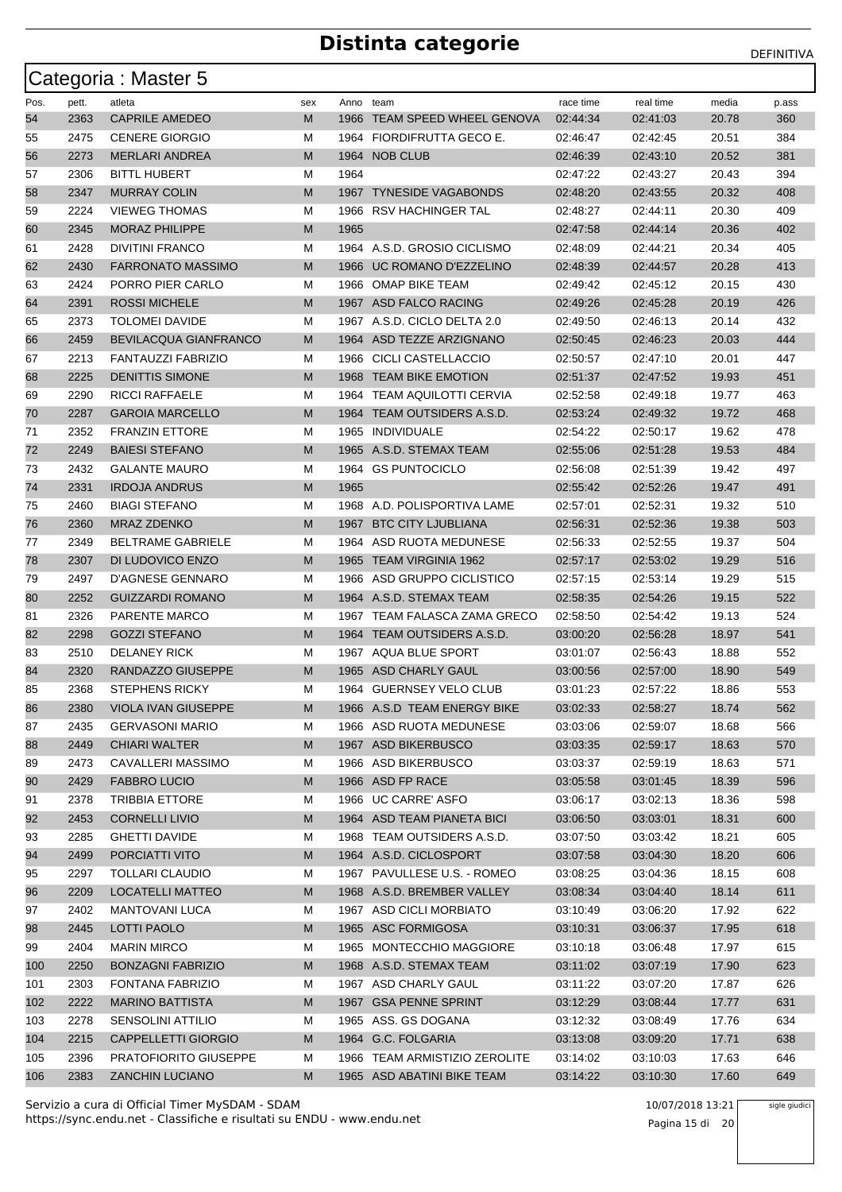# Distinta categorie

DEFINITIVA

## Categoria : Master 5

| Pos. | pett. | atleta | sex | Anno | team | race time | real time | media | p.ass |
|---|---|---|---|---|---|---|---|---|---|
| 54 | 2363 | CAPRILE AMEDEO | M | 1966 | TEAM SPEED WHEEL GENOVA | 02:44:34 | 02:41:03 | 20.78 | 360 |
| 55 | 2475 | CENERE GIORGIO | M | 1964 | FIORDIFRUTTA GECO E. | 02:46:47 | 02:42:45 | 20.51 | 384 |
| 56 | 2273 | MERLARI ANDREA | M | 1964 | NOB CLUB | 02:46:39 | 02:43:10 | 20.52 | 381 |
| 57 | 2306 | BITTL HUBERT | M | 1964 | | 02:47:22 | 02:43:27 | 20.43 | 394 |
| 58 | 2347 | MURRAY COLIN | M | 1967 | TYNESIDE VAGABONDS | 02:48:20 | 02:43:55 | 20.32 | 408 |
| 59 | 2224 | VIEWEG THOMAS | M | 1966 | RSV HACHINGER TAL | 02:48:27 | 02:44:11 | 20.30 | 409 |
| 60 | 2345 | MORAZ PHILIPPE | M | 1965 | | 02:47:58 | 02:44:14 | 20.36 | 402 |
| 61 | 2428 | DIVITINI FRANCO | M | 1964 | A.S.D. GROSIO CICLISMO | 02:48:09 | 02:44:21 | 20.34 | 405 |
| 62 | 2430 | FARRONATO MASSIMO | M | 1966 | UC ROMANO D'EZZELINO | 02:48:39 | 02:44:57 | 20.28 | 413 |
| 63 | 2424 | PORRO PIER CARLO | M | 1966 | OMAP BIKE TEAM | 02:49:42 | 02:45:12 | 20.15 | 430 |
| 64 | 2391 | ROSSI MICHELE | M | 1967 | ASD FALCO RACING | 02:49:26 | 02:45:28 | 20.19 | 426 |
| 65 | 2373 | TOLOMEI DAVIDE | M | 1967 | A.S.D. CICLO DELTA 2.0 | 02:49:50 | 02:46:13 | 20.14 | 432 |
| 66 | 2459 | BEVILACQUA GIANFRANCO | M | 1964 | ASD TEZZE ARZIGNANO | 02:50:45 | 02:46:23 | 20.03 | 444 |
| 67 | 2213 | FANTAUZZI FABRIZIO | M | 1966 | CICLI CASTELLACCIO | 02:50:57 | 02:47:10 | 20.01 | 447 |
| 68 | 2225 | DENITTIS SIMONE | M | 1968 | TEAM BIKE EMOTION | 02:51:37 | 02:47:52 | 19.93 | 451 |
| 69 | 2290 | RICCI RAFFAELE | M | 1964 | TEAM AQUILOTTI CERVIA | 02:52:58 | 02:49:18 | 19.77 | 463 |
| 70 | 2287 | GAROIA MARCELLO | M | 1964 | TEAM OUTSIDERS A.S.D. | 02:53:24 | 02:49:32 | 19.72 | 468 |
| 71 | 2352 | FRANZIN ETTORE | M | 1965 | INDIVIDUALE | 02:54:22 | 02:50:17 | 19.62 | 478 |
| 72 | 2249 | BAIESI STEFANO | M | 1965 | A.S.D. STEMAX TEAM | 02:55:06 | 02:51:28 | 19.53 | 484 |
| 73 | 2432 | GALANTE MAURO | M | 1964 | GS PUNTOCICLO | 02:56:08 | 02:51:39 | 19.42 | 497 |
| 74 | 2331 | IRDOJA ANDRUS | M | 1965 | | 02:55:42 | 02:52:26 | 19.47 | 491 |
| 75 | 2460 | BIAGI STEFANO | M | 1968 | A.D. POLISPORTIVA LAME | 02:57:01 | 02:52:31 | 19.32 | 510 |
| 76 | 2360 | MRAZ ZDENKO | M | 1967 | BTC CITY LJUBLIANA | 02:56:31 | 02:52:36 | 19.38 | 503 |
| 77 | 2349 | BELTRAME GABRIELE | M | 1964 | ASD RUOTA MEDUNESE | 02:56:33 | 02:52:55 | 19.37 | 504 |
| 78 | 2307 | DI LUDOVICO ENZO | M | 1965 | TEAM VIRGINIA 1962 | 02:57:17 | 02:53:02 | 19.29 | 516 |
| 79 | 2497 | D'AGNESE GENNARO | M | 1966 | ASD GRUPPO CICLISTICO | 02:57:15 | 02:53:14 | 19.29 | 515 |
| 80 | 2252 | GUIZZARDI ROMANO | M | 1964 | A.S.D. STEMAX TEAM | 02:58:35 | 02:54:26 | 19.15 | 522 |
| 81 | 2326 | PARENTE MARCO | M | 1967 | TEAM FALASCA ZAMA GRECO | 02:58:50 | 02:54:42 | 19.13 | 524 |
| 82 | 2298 | GOZZI STEFANO | M | 1964 | TEAM OUTSIDERS A.S.D. | 03:00:20 | 02:56:28 | 18.97 | 541 |
| 83 | 2510 | DELANEY RICK | M | 1967 | AQUA BLUE SPORT | 03:01:07 | 02:56:43 | 18.88 | 552 |
| 84 | 2320 | RANDAZZO GIUSEPPE | M | 1965 | ASD CHARLY GAUL | 03:00:56 | 02:57:00 | 18.90 | 549 |
| 85 | 2368 | STEPHENS RICKY | M | 1964 | GUERNSEY VELO CLUB | 03:01:23 | 02:57:22 | 18.86 | 553 |
| 86 | 2380 | VIOLA IVAN GIUSEPPE | M | 1966 | A.S.D TEAM ENERGY BIKE | 03:02:33 | 02:58:27 | 18.74 | 562 |
| 87 | 2435 | GERVASONI MARIO | M | 1966 | ASD RUOTA MEDUNESE | 03:03:06 | 02:59:07 | 18.68 | 566 |
| 88 | 2449 | CHIARI WALTER | M | 1967 | ASD BIKERBUSCO | 03:03:35 | 02:59:17 | 18.63 | 570 |
| 89 | 2473 | CAVALLERI MASSIMO | M | 1966 | ASD BIKERBUSCO | 03:03:37 | 02:59:19 | 18.63 | 571 |
| 90 | 2429 | FABBRO LUCIO | M | 1966 | ASD FP RACE | 03:05:58 | 03:01:45 | 18.39 | 596 |
| 91 | 2378 | TRIBBIA ETTORE | M | 1966 | UC CARRE' ASFO | 03:06:17 | 03:02:13 | 18.36 | 598 |
| 92 | 2453 | CORNELLI LIVIO | M | 1964 | ASD TEAM PIANETA BICI | 03:06:50 | 03:03:01 | 18.31 | 600 |
| 93 | 2285 | GHETTI DAVIDE | M | 1968 | TEAM OUTSIDERS A.S.D. | 03:07:50 | 03:03:42 | 18.21 | 605 |
| 94 | 2499 | PORCIATTI VITO | M | 1964 | A.S.D. CICLOSPORT | 03:07:58 | 03:04:30 | 18.20 | 606 |
| 95 | 2297 | TOLLARI CLAUDIO | M | 1967 | PAVULLESE U.S. - ROMEO | 03:08:25 | 03:04:36 | 18.15 | 608 |
| 96 | 2209 | LOCATELLI MATTEO | M | 1968 | A.S.D. BREMBER VALLEY | 03:08:34 | 03:04:40 | 18.14 | 611 |
| 97 | 2402 | MANTOVANI LUCA | M | 1967 | ASD CICLI MORBIATO | 03:10:49 | 03:06:20 | 17.92 | 622 |
| 98 | 2445 | LOTTI PAOLO | M | 1965 | ASC FORMIGOSA | 03:10:31 | 03:06:37 | 17.95 | 618 |
| 99 | 2404 | MARIN MIRCO | M | 1965 | MONTECCHIO MAGGIORE | 03:10:18 | 03:06:48 | 17.97 | 615 |
| 100 | 2250 | BONZAGNI FABRIZIO | M | 1968 | A.S.D. STEMAX TEAM | 03:11:02 | 03:07:19 | 17.90 | 623 |
| 101 | 2303 | FONTANA FABRIZIO | M | 1967 | ASD CHARLY GAUL | 03:11:22 | 03:07:20 | 17.87 | 626 |
| 102 | 2222 | MARINO BATTISTA | M | 1967 | GSA PENNE SPRINT | 03:12:29 | 03:08:44 | 17.77 | 631 |
| 103 | 2278 | SENSOLINI ATTILIO | M | 1965 | ASS. GS DOGANA | 03:12:32 | 03:08:49 | 17.76 | 634 |
| 104 | 2215 | CAPPELLETTI GIORGIO | M | 1964 | G.C. FOLGARIA | 03:13:08 | 03:09:20 | 17.71 | 638 |
| 105 | 2396 | PRATOFIORITO GIUSEPPE | M | 1966 | TEAM ARMISTIZIO ZEROLITE | 03:14:02 | 03:10:03 | 17.63 | 646 |
| 106 | 2383 | ZANCHIN LUCIANO | M | 1965 | ASD ABATINI BIKE TEAM | 03:14:22 | 03:10:30 | 17.60 | 649 |

Servizio a cura di Official Timer MySDAM - SDAM
https://sync.endu.net - Classifiche e risultati su ENDU - www.endu.net

10/07/2018 13:21

sigle giudici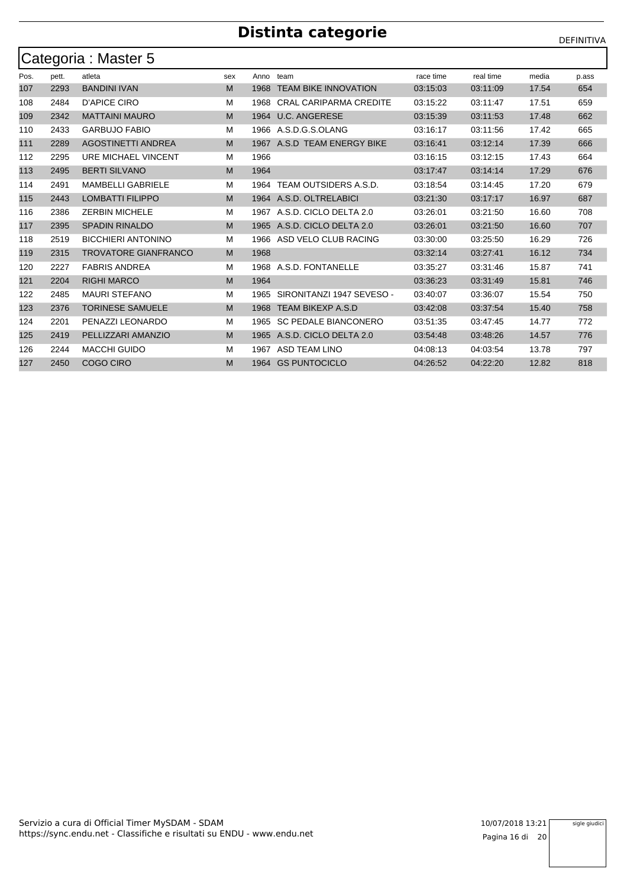# Distinta categorie

DEFINITIVA

## Categoria : Master 5

| Pos. | pett. | atleta | sex | Anno | team | race time | real time | media | p.ass |
|---|---|---|---|---|---|---|---|---|---|
| 107 | 2293 | BANDINI IVAN | M | 1968 | TEAM BIKE INNOVATION | 03:15:03 | 03:11:09 | 17.54 | 654 |
| 108 | 2484 | D'APICE CIRO | M | 1968 | CRAL CARIPARMA CREDITE | 03:15:22 | 03:11:47 | 17.51 | 659 |
| 109 | 2342 | MATTAINI MAURO | M | 1964 | U.C. ANGERESE | 03:15:39 | 03:11:53 | 17.48 | 662 |
| 110 | 2433 | GARBUJO FABIO | M | 1966 | A.S.D.G.S.OLANG | 03:16:17 | 03:11:56 | 17.42 | 665 |
| 111 | 2289 | AGOSTINETTI ANDREA | M | 1967 | A.S.D TEAM ENERGY BIKE | 03:16:41 | 03:12:14 | 17.39 | 666 |
| 112 | 2295 | URE MICHAEL VINCENT | M | 1966 | | 03:16:15 | 03:12:15 | 17.43 | 664 |
| 113 | 2495 | BERTI SILVANO | M | 1964 | | 03:17:47 | 03:14:14 | 17.29 | 676 |
| 114 | 2491 | MAMBELLI GABRIELE | M | 1964 | TEAM OUTSIDERS A.S.D. | 03:18:54 | 03:14:45 | 17.20 | 679 |
| 115 | 2443 | LOMBATTI FILIPPO | M | 1964 | A.S.D. OLTRELABICI | 03:21:30 | 03:17:17 | 16.97 | 687 |
| 116 | 2386 | ZERBIN MICHELE | M | 1967 | A.S.D. CICLO DELTA 2.0 | 03:26:01 | 03:21:50 | 16.60 | 708 |
| 117 | 2395 | SPADIN RINALDO | M | 1965 | A.S.D. CICLO DELTA 2.0 | 03:26:01 | 03:21:50 | 16.60 | 707 |
| 118 | 2519 | BICCHIERI ANTONINO | M | 1966 | ASD VELO CLUB RACING | 03:30:00 | 03:25:50 | 16.29 | 726 |
| 119 | 2315 | TROVATORE GIANFRANCO | M | 1968 | | 03:32:14 | 03:27:41 | 16.12 | 734 |
| 120 | 2227 | FABRIS ANDREA | M | 1968 | A.S.D. FONTANELLE | 03:35:27 | 03:31:46 | 15.87 | 741 |
| 121 | 2204 | RIGHI MARCO | M | 1964 | | 03:36:23 | 03:31:49 | 15.81 | 746 |
| 122 | 2485 | MAURI STEFANO | M | 1965 | SIRONITANZI 1947 SEVESO - | 03:40:07 | 03:36:07 | 15.54 | 750 |
| 123 | 2376 | TORINESE SAMUELE | M | 1968 | TEAM BIKEXP A.S.D | 03:42:08 | 03:37:54 | 15.40 | 758 |
| 124 | 2201 | PENAZZI LEONARDO | M | 1965 | SC PEDALE BIANCONERO | 03:51:35 | 03:47:45 | 14.77 | 772 |
| 125 | 2419 | PELLIZZARI AMANZIO | M | 1965 | A.S.D. CICLO DELTA 2.0 | 03:54:48 | 03:48:26 | 14.57 | 776 |
| 126 | 2244 | MACCHI GUIDO | M | 1967 | ASD TEAM LINO | 04:08:13 | 04:03:54 | 13.78 | 797 |
| 127 | 2450 | COGO CIRO | M | 1964 | GS PUNTOCICLO | 04:26:52 | 04:22:20 | 12.82 | 818 |

Servizio a cura di Official Timer MySDAM - SDAM
https://sync.endu.net - Classifiche e risultati su ENDU - www.endu.net

10/07/2018 13:21

sigle giudici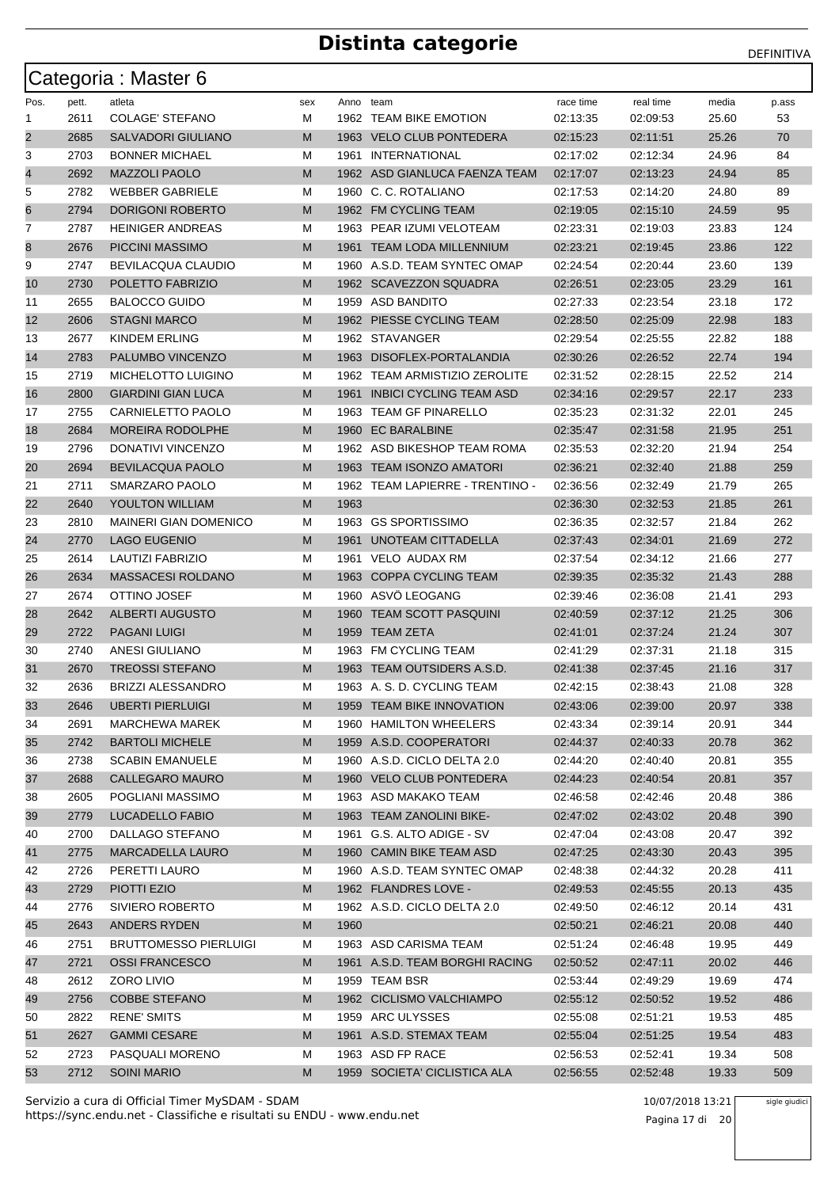# Distinta categorie

DEFINITIVA

## Categoria : Master 6

| Pos. | pett. | atleta | sex | Anno | team | race time | real time | media | p.ass |
|---|---|---|---|---|---|---|---|---|---|
| 1 | 2611 | COLAGE' STEFANO | M | 1962 | TEAM BIKE EMOTION | 02:13:35 | 02:09:53 | 25.60 | 53 |
| 2 | 2685 | SALVADORI GIULIANO | M | 1963 | VELO CLUB PONTEDERA | 02:15:23 | 02:11:51 | 25.26 | 70 |
| 3 | 2703 | BONNER MICHAEL | M | 1961 | INTERNATIONAL | 02:17:02 | 02:12:34 | 24.96 | 84 |
| 4 | 2692 | MAZZOLI PAOLO | M | 1962 | ASD GIANLUCA FAENZA TEAM | 02:17:07 | 02:13:23 | 24.94 | 85 |
| 5 | 2782 | WEBBER GABRIELE | M | 1960 | C. C. ROTALIANO | 02:17:53 | 02:14:20 | 24.80 | 89 |
| 6 | 2794 | DORIGONI ROBERTO | M | 1962 | FM CYCLING TEAM | 02:19:05 | 02:15:10 | 24.59 | 95 |
| 7 | 2787 | HEINIGER ANDREAS | M | 1963 | PEAR IZUMI VELOTEAM | 02:23:31 | 02:19:03 | 23.83 | 124 |
| 8 | 2676 | PICCINI MASSIMO | M | 1961 | TEAM LODA MILLENNIUM | 02:23:21 | 02:19:45 | 23.86 | 122 |
| 9 | 2747 | BEVILACQUA CLAUDIO | M | 1960 | A.S.D. TEAM SYNTEC OMAP | 02:24:54 | 02:20:44 | 23.60 | 139 |
| 10 | 2730 | POLETTO FABRIZIO | M | 1962 | SCAVEZZON SQUADRA | 02:26:51 | 02:23:05 | 23.29 | 161 |
| 11 | 2655 | BALOCCO GUIDO | M | 1959 | ASD BANDITO | 02:27:33 | 02:23:54 | 23.18 | 172 |
| 12 | 2606 | STAGNI MARCO | M | 1962 | PIESSE CYCLING TEAM | 02:28:50 | 02:25:09 | 22.98 | 183 |
| 13 | 2677 | KINDEM ERLING | M | 1962 | STAVANGER | 02:29:54 | 02:25:55 | 22.82 | 188 |
| 14 | 2783 | PALUMBO VINCENZO | M | 1963 | DISOFLEX-PORTALANDIA | 02:30:26 | 02:26:52 | 22.74 | 194 |
| 15 | 2719 | MICHELOTTO LUIGINO | M | 1962 | TEAM ARMISTIZIO ZEROLITE | 02:31:52 | 02:28:15 | 22.52 | 214 |
| 16 | 2800 | GIARDINI GIAN LUCA | M | 1961 | INBICI CYCLING TEAM ASD | 02:34:16 | 02:29:57 | 22.17 | 233 |
| 17 | 2755 | CARNIELETTO PAOLO | M | 1963 | TEAM GF PINARELLO | 02:35:23 | 02:31:32 | 22.01 | 245 |
| 18 | 2684 | MOREIRA RODOLPHE | M | 1960 | EC BARALBINE | 02:35:47 | 02:31:58 | 21.95 | 251 |
| 19 | 2796 | DONATIVI VINCENZO | M | 1962 | ASD BIKESHOP TEAM ROMA | 02:35:53 | 02:32:20 | 21.94 | 254 |
| 20 | 2694 | BEVILACQUA PAOLO | M | 1963 | TEAM ISONZO AMATORI | 02:36:21 | 02:32:40 | 21.88 | 259 |
| 21 | 2711 | SMARZARO PAOLO | M | 1962 | TEAM LAPIERRE - TRENTINO - | 02:36:56 | 02:32:49 | 21.79 | 265 |
| 22 | 2640 | YOULTON WILLIAM | M | 1963 | | 02:36:30 | 02:32:53 | 21.85 | 261 |
| 23 | 2810 | MAINERI GIAN DOMENICO | M | 1963 | GS SPORTISSIMO | 02:36:35 | 02:32:57 | 21.84 | 262 |
| 24 | 2770 | LAGO EUGENIO | M | 1961 | UNOTEAM CITTADELLA | 02:37:43 | 02:34:01 | 21.69 | 272 |
| 25 | 2614 | LAUTIZI FABRIZIO | M | 1961 | VELO AUDAX RM | 02:37:54 | 02:34:12 | 21.66 | 277 |
| 26 | 2634 | MASSACESI ROLDANO | M | 1963 | COPPA CYCLING TEAM | 02:39:35 | 02:35:32 | 21.43 | 288 |
| 27 | 2674 | OTTINO JOSEF | M | 1960 | ASVÖ LEOGANG | 02:39:46 | 02:36:08 | 21.41 | 293 |
| 28 | 2642 | ALBERTI AUGUSTO | M | 1960 | TEAM SCOTT PASQUINI | 02:40:59 | 02:37:12 | 21.25 | 306 |
| 29 | 2722 | PAGANI LUIGI | M | 1959 | TEAM ZETA | 02:41:01 | 02:37:24 | 21.24 | 307 |
| 30 | 2740 | ANESI GIULIANO | M | 1963 | FM CYCLING TEAM | 02:41:29 | 02:37:31 | 21.18 | 315 |
| 31 | 2670 | TREOSSI STEFANO | M | 1963 | TEAM OUTSIDERS A.S.D. | 02:41:38 | 02:37:45 | 21.16 | 317 |
| 32 | 2636 | BRIZZI ALESSANDRO | M | 1963 | A. S. D. CYCLING TEAM | 02:42:15 | 02:38:43 | 21.08 | 328 |
| 33 | 2646 | UBERTI PIERLUIGI | M | 1959 | TEAM BIKE INNOVATION | 02:43:06 | 02:39:00 | 20.97 | 338 |
| 34 | 2691 | MARCHEWA MAREK | M | 1960 | HAMILTON WHEELERS | 02:43:34 | 02:39:14 | 20.91 | 344 |
| 35 | 2742 | BARTOLI MICHELE | M | 1959 | A.S.D. COOPERATORI | 02:44:37 | 02:40:33 | 20.78 | 362 |
| 36 | 2738 | SCABIN EMANUELE | M | 1960 | A.S.D. CICLO DELTA 2.0 | 02:44:20 | 02:40:40 | 20.81 | 355 |
| 37 | 2688 | CALLEGARO MAURO | M | 1960 | VELO CLUB PONTEDERA | 02:44:23 | 02:40:54 | 20.81 | 357 |
| 38 | 2605 | POGLIANI MASSIMO | M | 1963 | ASD MAKAKO TEAM | 02:46:58 | 02:42:46 | 20.48 | 386 |
| 39 | 2779 | LUCADELLO FABIO | M | 1963 | TEAM ZANOLINI BIKE- | 02:47:02 | 02:43:02 | 20.48 | 390 |
| 40 | 2700 | DALLAGO STEFANO | M | 1961 | G.S. ALTO ADIGE - SV | 02:47:04 | 02:43:08 | 20.47 | 392 |
| 41 | 2775 | MARCADELLA LAURO | M | 1960 | CAMIN BIKE TEAM ASD | 02:47:25 | 02:43:30 | 20.43 | 395 |
| 42 | 2726 | PERETTI LAURO | M | 1960 | A.S.D. TEAM SYNTEC OMAP | 02:48:38 | 02:44:32 | 20.28 | 411 |
| 43 | 2729 | PIOTTI EZIO | M | 1962 | FLANDRES LOVE - | 02:49:53 | 02:45:55 | 20.13 | 435 |
| 44 | 2776 | SIVIERO ROBERTO | M | 1962 | A.S.D. CICLO DELTA 2.0 | 02:49:50 | 02:46:12 | 20.14 | 431 |
| 45 | 2643 | ANDERS RYDEN | M | 1960 | | 02:50:21 | 02:46:21 | 20.08 | 440 |
| 46 | 2751 | BRUTTOMESSO PIERLUIGI | M | 1963 | ASD CARISMA TEAM | 02:51:24 | 02:46:48 | 19.95 | 449 |
| 47 | 2721 | OSSI FRANCESCO | M | 1961 | A.S.D. TEAM BORGHI RACING | 02:50:52 | 02:47:11 | 20.02 | 446 |
| 48 | 2612 | ZORO LIVIO | M | 1959 | TEAM BSR | 02:53:44 | 02:49:29 | 19.69 | 474 |
| 49 | 2756 | COBBE STEFANO | M | 1962 | CICLISMO VALCHIAMPO | 02:55:12 | 02:50:52 | 19.52 | 486 |
| 50 | 2822 | RENE' SMITS | M | 1959 | ARC ULYSSES | 02:55:08 | 02:51:21 | 19.53 | 485 |
| 51 | 2627 | GAMMI CESARE | M | 1961 | A.S.D. STEMAX TEAM | 02:55:04 | 02:51:25 | 19.54 | 483 |
| 52 | 2723 | PASQUALI MORENO | M | 1963 | ASD FP RACE | 02:56:53 | 02:52:41 | 19.34 | 508 |
| 53 | 2712 | SOINI MARIO | M | 1959 | SOCIETA' CICLISTICA ALA | 02:56:55 | 02:52:48 | 19.33 | 509 |

Servizio a cura di Official Timer MySDAM - SDAM
https://sync.endu.net - Classifiche e risultati su ENDU - www.endu.net

10/07/2018 13:21

sigle giudici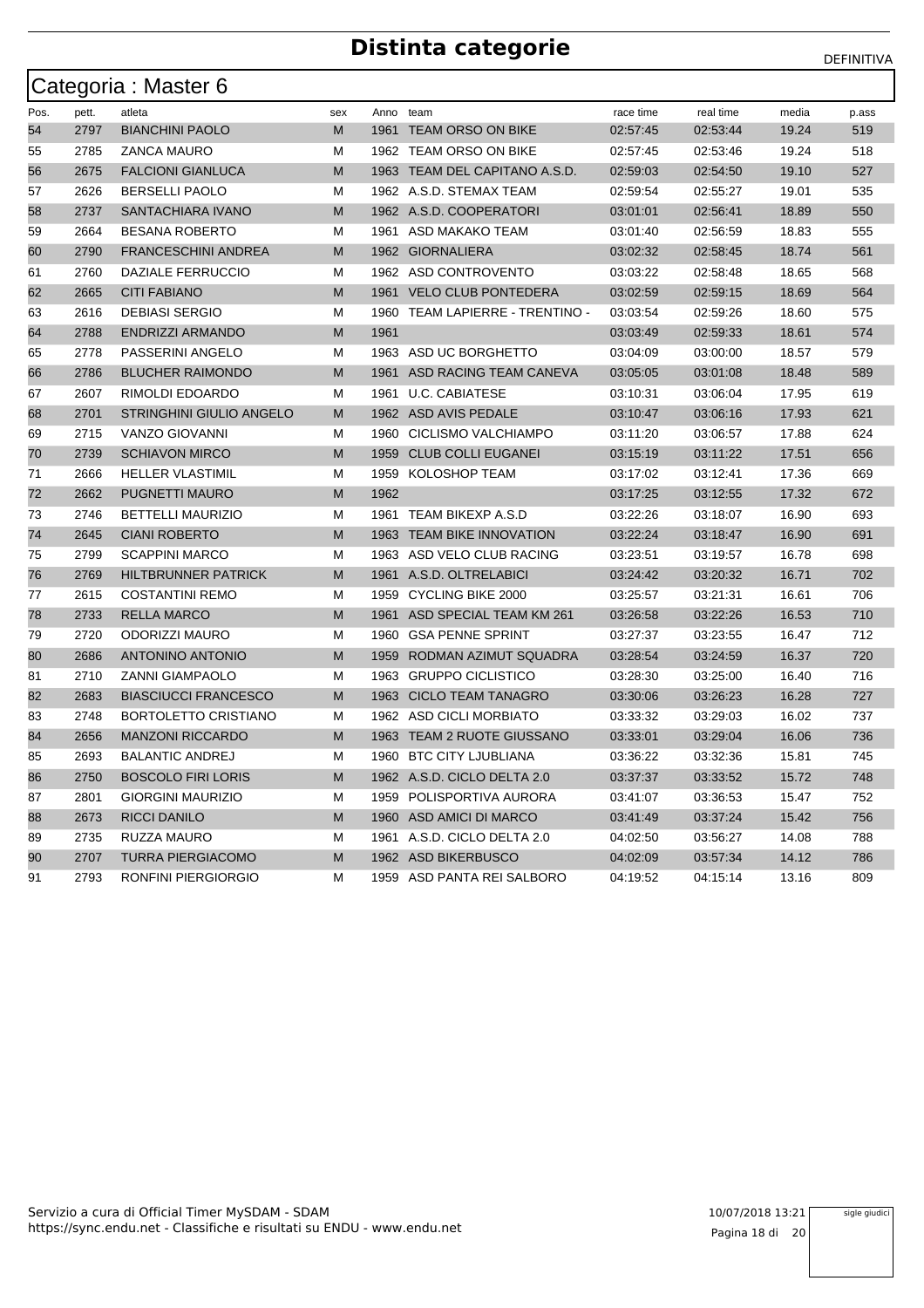# Distinta categorie

DEFINITIVA

## Categoria : Master 6

| Pos. | pett. | atleta | sex | Anno | team | race time | real time | media | p.ass |
|---|---|---|---|---|---|---|---|---|---|
| 54 | 2797 | BIANCHINI PAOLO | M | 1961 | TEAM ORSO ON BIKE | 02:57:45 | 02:53:44 | 19.24 | 519 |
| 55 | 2785 | ZANCA MAURO | M | 1962 | TEAM ORSO ON BIKE | 02:57:45 | 02:53:46 | 19.24 | 518 |
| 56 | 2675 | FALCONI GIANLUCA | M | 1963 | TEAM DEL CAPITANO A.S.D. | 02:59:03 | 02:54:50 | 19.10 | 527 |
| 57 | 2626 | BERSELLI PAOLO | M | 1962 | A.S.D. STEMAX TEAM | 02:59:54 | 02:55:27 | 19.01 | 535 |
| 58 | 2737 | SANTACHIARA IVANO | M | 1962 | A.S.D. COOPERATORI | 03:01:01 | 02:56:41 | 18.89 | 550 |
| 59 | 2664 | BESANA ROBERTO | M | 1961 | ASD MAKAKO TEAM | 03:01:40 | 02:56:59 | 18.83 | 555 |
| 60 | 2790 | FRANCESCHINI ANDREA | M | 1962 | GIORNALIERA | 03:02:32 | 02:58:45 | 18.74 | 561 |
| 61 | 2760 | DAZIALE FERRUCCIO | M | 1962 | ASD CONTROVENTO | 03:03:22 | 02:58:48 | 18.65 | 568 |
| 62 | 2665 | CITI FABIANO | M | 1961 | VELO CLUB PONTEDERA | 03:02:59 | 02:59:15 | 18.69 | 564 |
| 63 | 2616 | DEBIASI SERGIO | M | 1960 | TEAM LAPIERRE - TRENTINO - | 03:03:54 | 02:59:26 | 18.60 | 575 |
| 64 | 2788 | ENDRIZZI ARMANDO | M | 1961 | | 03:03:49 | 02:59:33 | 18.61 | 574 |
| 65 | 2778 | PASSERINI ANGELO | M | 1963 | ASD UC BORGHETTO | 03:04:09 | 03:00:00 | 18.57 | 579 |
| 66 | 2786 | BLUCHER RAIMONDO | M | 1961 | ASD RACING TEAM CANEVA | 03:05:05 | 03:01:08 | 18.48 | 589 |
| 67 | 2607 | RIMOLDI EDOARDO | M | 1961 | U.C. CABIATESE | 03:10:31 | 03:06:04 | 17.95 | 619 |
| 68 | 2701 | STRINGHINI GIULIO ANGELO | M | 1962 | ASD AVIS PEDALE | 03:10:47 | 03:06:16 | 17.93 | 621 |
| 69 | 2715 | VANZO GIOVANNI | M | 1960 | CICLISMO VALCHIAMPO | 03:11:20 | 03:06:57 | 17.88 | 624 |
| 70 | 2739 | SCHIAVON MIRCO | M | 1959 | CLUB COLLI EUGANEI | 03:15:19 | 03:11:22 | 17.51 | 656 |
| 71 | 2666 | HELLER VLASTIMIL | M | 1959 | KOLOSHOP TEAM | 03:17:02 | 03:12:41 | 17.36 | 669 |
| 72 | 2662 | PUGNETTI MAURO | M | 1962 | | 03:17:25 | 03:12:55 | 17.32 | 672 |
| 73 | 2746 | BETTELLI MAURIZIO | M | 1961 | TEAM BIKEXP A.S.D | 03:22:26 | 03:18:07 | 16.90 | 693 |
| 74 | 2645 | CIANI ROBERTO | M | 1963 | TEAM BIKE INNOVATION | 03:22:24 | 03:18:47 | 16.90 | 691 |
| 75 | 2799 | SCAPPINI MARCO | M | 1963 | ASD VELO CLUB RACING | 03:23:51 | 03:19:57 | 16.78 | 698 |
| 76 | 2769 | HILTBRUNNER PATRICK | M | 1961 | A.S.D. OLTRELABICI | 03:24:42 | 03:20:32 | 16.71 | 702 |
| 77 | 2615 | COSTANTINI REMO | M | 1959 | CYCLING BIKE 2000 | 03:25:57 | 03:21:31 | 16.61 | 706 |
| 78 | 2733 | RELLA MARCO | M | 1961 | ASD SPECIAL TEAM KM 261 | 03:26:58 | 03:22:26 | 16.53 | 710 |
| 79 | 2720 | ODORIZZI MAURO | M | 1960 | GSA PENNE SPRINT | 03:27:37 | 03:23:55 | 16.47 | 712 |
| 80 | 2686 | ANTONINO ANTONIO | M | 1959 | RODMAN AZIMUT SQUADRA | 03:28:54 | 03:24:59 | 16.37 | 720 |
| 81 | 2710 | ZANNI GIAMPAOLO | M | 1963 | GRUPPO CICLISTICO | 03:28:30 | 03:25:00 | 16.40 | 716 |
| 82 | 2683 | BIASCIUCCI FRANCESCO | M | 1963 | CICLO TEAM TANAGRO | 03:30:06 | 03:26:23 | 16.28 | 727 |
| 83 | 2748 | BORTOLETTO CRISTIANO | M | 1962 | ASD CICLI MORBIATO | 03:33:32 | 03:29:03 | 16.02 | 737 |
| 84 | 2656 | MANZONI RICCARDO | M | 1963 | TEAM 2 RUOTE GIUSSANO | 03:33:01 | 03:29:04 | 16.06 | 736 |
| 85 | 2693 | BALANTIC ANDREJ | M | 1960 | BTC CITY LJUBLIANA | 03:36:22 | 03:32:36 | 15.81 | 745 |
| 86 | 2750 | BOSCOLO FIRI LORIS | M | 1962 | A.S.D. CICLO DELTA 2.0 | 03:37:37 | 03:33:52 | 15.72 | 748 |
| 87 | 2801 | GIORGINI MAURIZIO | M | 1959 | POLISPORTIVA AURORA | 03:41:07 | 03:36:53 | 15.47 | 752 |
| 88 | 2673 | RICCI DANILO | M | 1960 | ASD AMICI DI MARCO | 03:41:49 | 03:37:24 | 15.42 | 756 |
| 89 | 2735 | RUZZA MAURO | M | 1961 | A.S.D. CICLO DELTA 2.0 | 04:02:50 | 03:56:27 | 14.08 | 788 |
| 90 | 2707 | TURRA PIERGIACOMO | M | 1962 | ASD BIKERBUSCO | 04:02:09 | 03:57:34 | 14.12 | 786 |
| 91 | 2793 | RONFINI PIERGIORGIO | M | 1959 | ASD PANTA REI SALBORO | 04:19:52 | 04:15:14 | 13.16 | 809 |

Servizio a cura di Official Timer MySDAM - SDAM
https://sync.endu.net - Classifiche e risultati su ENDU - www.endu.net

10/07/2018 13:21

sigle giudici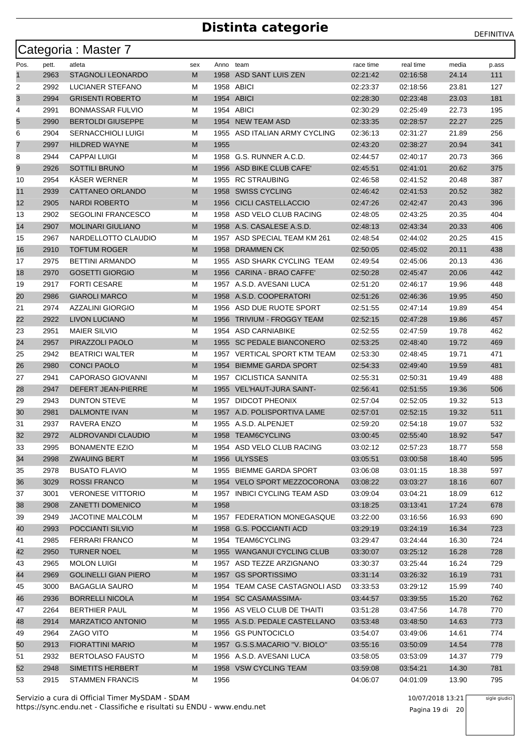# Distinta categorie

DEFINITIVA

## Categoria : Master 7

| Pos. | pett. | atleta | sex | Anno | team | race time | real time | media | p.ass |
|---|---|---|---|---|---|---|---|---|---|
| 1 | 2963 | STAGNOLI LEONARDO | M | 1958 | ASD SANT LUIS ZEN | 02:21:42 | 02:16:58 | 24.14 | 111 |
| 2 | 2992 | LUCIANER STEFANO | M | 1958 | ABICI | 02:23:37 | 02:18:56 | 23.81 | 127 |
| 3 | 2994 | GRISENTI ROBERTO | M | 1954 | ABICI | 02:28:30 | 02:23:48 | 23.03 | 181 |
| 4 | 2991 | BONMASSAR FULVIO | M | 1954 | ABICI | 02:30:29 | 02:25:49 | 22.73 | 195 |
| 5 | 2990 | BERTOLDI GIUSEPPE | M | 1954 | NEW TEAM ASD | 02:33:35 | 02:28:57 | 22.27 | 225 |
| 6 | 2904 | SERNACCHIOLI LUIGI | M | 1955 | ASD ITALIAN ARMY CYCLING | 02:36:13 | 02:31:27 | 21.89 | 256 |
| 7 | 2997 | HILDRED WAYNE | M | 1955 | | 02:43:20 | 02:38:27 | 20.94 | 341 |
| 8 | 2944 | CAPPAI LUIGI | M | 1958 | G.S. RUNNER A.C.D. | 02:44:57 | 02:40:17 | 20.73 | 366 |
| 9 | 2926 | SOTTILI BRUNO | M | 1956 | ASD BIKE CLUB CAFE' | 02:45:51 | 02:41:01 | 20.62 | 375 |
| 10 | 2954 | KÄSER WERNER | M | 1955 | RC STRAUBING | 02:46:58 | 02:41:52 | 20.48 | 387 |
| 11 | 2939 | CATTANEO ORLANDO | M | 1958 | SWISS CYCLING | 02:46:42 | 02:41:53 | 20.52 | 382 |
| 12 | 2905 | NARDI ROBERTO | M | 1956 | CICLI CASTELLACCIO | 02:47:26 | 02:42:47 | 20.43 | 396 |
| 13 | 2902 | SEGOLINI FRANCESCO | M | 1958 | ASD VELO CLUB RACING | 02:48:05 | 02:43:25 | 20.35 | 404 |
| 14 | 2907 | MOLINARI GIULIANO | M | 1958 | A.S. CASALESE A.S.D. | 02:48:13 | 02:43:34 | 20.33 | 406 |
| 15 | 2967 | NARDELLOTTO CLAUDIO | M | 1957 | ASD SPECIAL TEAM KM 261 | 02:48:54 | 02:44:02 | 20.25 | 415 |
| 16 | 2910 | TOFTUM ROGER | M | 1958 | DRAMMEN CK | 02:50:05 | 02:45:02 | 20.11 | 438 |
| 17 | 2975 | BETTINI ARMANDO | M | 1955 | ASD SHARK CYCLING TEAM | 02:49:54 | 02:45:06 | 20.13 | 436 |
| 18 | 2970 | GOSETTI GIORGIO | M | 1956 | CARINA - BRAO CAFFE' | 02:50:28 | 02:45:47 | 20.06 | 442 |
| 19 | 2917 | FORTI CESARE | M | 1957 | A.S.D. AVESANI LUCA | 02:51:20 | 02:46:17 | 19.96 | 448 |
| 20 | 2986 | GIAROLI MARCO | M | 1958 | A.S.D. COOPERATORI | 02:51:26 | 02:46:36 | 19.95 | 450 |
| 21 | 2974 | AZZALINI GIORGIO | M | 1956 | ASD DUE RUOTE SPORT | 02:51:55 | 02:47:14 | 19.89 | 454 |
| 22 | 2922 | LIVON LUCIANO | M | 1956 | TRIVIUM - FROGGY TEAM | 02:52:15 | 02:47:28 | 19.86 | 457 |
| 23 | 2951 | MAIER SILVIO | M | 1954 | ASD CARNIABIKE | 02:52:55 | 02:47:59 | 19.78 | 462 |
| 24 | 2957 | PIRAZZOLI PAOLO | M | 1955 | SC PEDALE BIANCONERO | 02:53:25 | 02:48:40 | 19.72 | 469 |
| 25 | 2942 | BEATRICI WALTER | M | 1957 | VERTICAL SPORT KTM TEAM | 02:53:30 | 02:48:45 | 19.71 | 471 |
| 26 | 2980 | CONCI PAOLO | M | 1954 | BIEMME GARDA SPORT | 02:54:33 | 02:49:40 | 19.59 | 481 |
| 27 | 2941 | CAPORASO GIOVANNI | M | 1957 | CICLISTICA SANNITA | 02:55:31 | 02:50:31 | 19.49 | 488 |
| 28 | 2947 | DEFERT JEAN-PIERRE | M | 1955 | VEL'HAUT-JURA SAINT- | 02:56:41 | 02:51:55 | 19.36 | 506 |
| 29 | 2943 | DUNTON STEVE | M | 1957 | DIDCOT PHEONIX | 02:57:04 | 02:52:05 | 19.32 | 513 |
| 30 | 2981 | DALMONTE IVAN | M | 1957 | A.D. POLISPORTIVA LAME | 02:57:01 | 02:52:15 | 19.32 | 511 |
| 31 | 2937 | RAVERA ENZO | M | 1955 | A.S.D. ALPENJET | 02:59:20 | 02:54:18 | 19.07 | 532 |
| 32 | 2972 | ALDROVANDI CLAUDIO | M | 1958 | TEAM6CYCLING | 03:00:45 | 02:55:40 | 18.92 | 547 |
| 33 | 2995 | BONAMENTE EZIO | M | 1954 | ASD VELO CLUB RACING | 03:02:12 | 02:57:23 | 18.77 | 558 |
| 34 | 2998 | ZWAUING BERT | M | 1956 | ULYSSES | 03:05:51 | 03:00:58 | 18.40 | 595 |
| 35 | 2978 | BUSATO FLAVIO | M | 1955 | BIEMME GARDA SPORT | 03:06:08 | 03:01:15 | 18.38 | 597 |
| 36 | 3029 | ROSSI FRANCO | M | 1954 | VELO SPORT MEZZOCORONA | 03:08:22 | 03:03:27 | 18.16 | 607 |
| 37 | 3001 | VERONESE VITTORIO | M | 1957 | INBICI CYCLING TEAM ASD | 03:09:04 | 03:04:21 | 18.09 | 612 |
| 38 | 2908 | ZANETTI DOMENICO | M | 1958 | | 03:18:25 | 03:13:41 | 17.24 | 678 |
| 39 | 2949 | JACOTINE MALCOLM | M | 1957 | FEDERATION MONEGASQUE | 03:22:00 | 03:16:56 | 16.93 | 690 |
| 40 | 2993 | POCCIANTI SILVIO | M | 1958 | G.S. POCCIANTI ACD | 03:29:19 | 03:24:19 | 16.34 | 723 |
| 41 | 2985 | FERRARI FRANCO | M | 1954 | TEAM6CYCLING | 03:29:47 | 03:24:44 | 16.30 | 724 |
| 42 | 2950 | TURNER NOEL | M | 1955 | WANGANUI CYCLING CLUB | 03:30:07 | 03:25:12 | 16.28 | 728 |
| 43 | 2965 | MOLON LUIGI | M | 1957 | ASD TEZZE ARZIGNANO | 03:30:37 | 03:25:44 | 16.24 | 729 |
| 44 | 2969 | GOLINELLI GIAN PIERO | M | 1957 | GS SPORTISSIMO | 03:31:14 | 03:26:32 | 16.19 | 731 |
| 45 | 3000 | BAGAGLIA SAURO | M | 1954 | TEAM CASE CASTAGNOLI ASD | 03:33:53 | 03:29:12 | 15.99 | 740 |
| 46 | 2936 | BORRELLI NICOLA | M | 1954 | SC CASAMASSIMA- | 03:44:57 | 03:39:55 | 15.20 | 762 |
| 47 | 2264 | BERTHIER PAUL | M | 1956 | AS VELO CLUB DE THAITI | 03:51:28 | 03:47:56 | 14.78 | 770 |
| 48 | 2914 | MARZATICO ANTONIO | M | 1955 | A.S.D. PEDALE CASTELLANO | 03:53:48 | 03:48:50 | 14.63 | 773 |
| 49 | 2964 | ZAGO VITO | M | 1956 | GS PUNTOCICLO | 03:54:07 | 03:49:06 | 14.61 | 774 |
| 50 | 2913 | FIORATTINI MARIO | M | 1957 | G.S.S.MACARIO "V. BIOLO" | 03:55:16 | 03:50:09 | 14.54 | 778 |
| 51 | 2932 | BERTOLASO FAUSTO | M | 1956 | A.S.D. AVESANI LUCA | 03:58:05 | 03:53:09 | 14.37 | 779 |
| 52 | 2948 | SIMETITS HERBERT | M | 1958 | VSW CYCLING TEAM | 03:59:08 | 03:54:21 | 14.30 | 781 |
| 53 | 2915 | STAMMEN FRANCIS | M | 1956 | | 04:06:07 | 04:01:09 | 13.90 | 795 |

Servizio a cura di Official Timer MySDAM - SDAM
https://sync.endu.net - Classifiche e risultati su ENDU - www.endu.net

10/07/2018 13:21

sigle giudici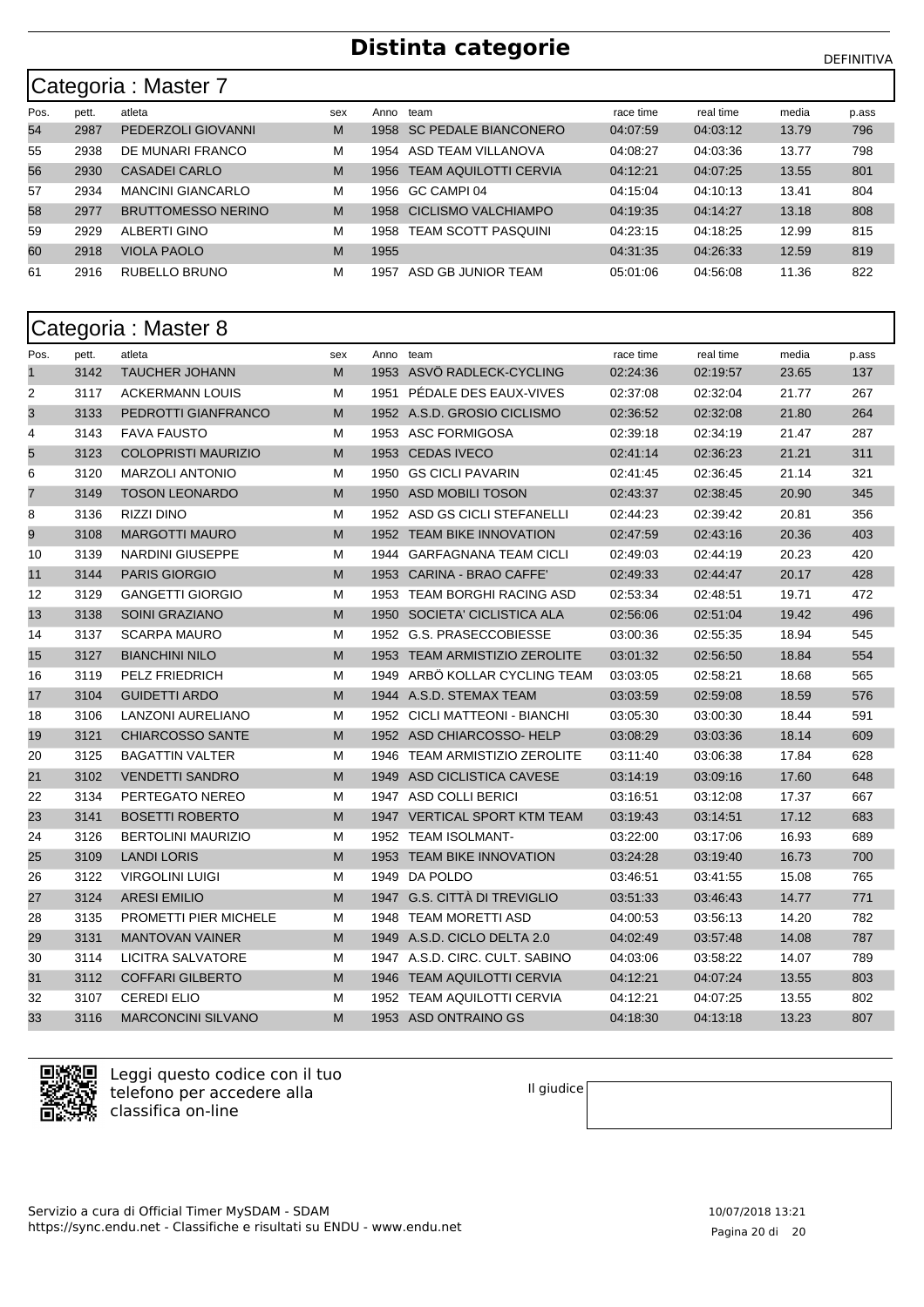# Distinta categorie

DEFINITIVA

## Categoria : Master 7

| Pos. | pett. | atleta | sex | Anno | team | race time | real time | media | p.ass |
|---|---|---|---|---|---|---|---|---|---|
| 54 | 2987 | PEDERZOLI GIOVANNI | M | 1958 | SC PEDALE BIANCONERO | 04:07:59 | 04:03:12 | 13.79 | 796 |
| 55 | 2938 | DE MUNARI FRANCO | M | 1954 | ASD TEAM VILLANOVA | 04:08:27 | 04:03:36 | 13.77 | 798 |
| 56 | 2930 | CASADEI CARLO | M | 1956 | TEAM AQUILOTTI CERVIA | 04:12:21 | 04:07:25 | 13.55 | 801 |
| 57 | 2934 | MANCINI GIANCARLO | M | 1956 | GC CAMPI 04 | 04:15:04 | 04:10:13 | 13.41 | 804 |
| 58 | 2977 | BRUTTOMESSO NERINO | M | 1958 | CICLISMO VALCHIAMPO | 04:19:35 | 04:14:27 | 13.18 | 808 |
| 59 | 2929 | ALBERTI GINO | M | 1958 | TEAM SCOTT PASQUINI | 04:23:15 | 04:18:25 | 12.99 | 815 |
| 60 | 2918 | VIOLA PAOLO | M | 1955 | | 04:31:35 | 04:26:33 | 12.59 | 819 |
| 61 | 2916 | RUBELLO BRUNO | M | 1957 | ASD GB JUNIOR TEAM | 05:01:06 | 04:56:08 | 11.36 | 822 |

## Categoria : Master 8

| Pos. | pett. | atleta | sex | Anno | team | race time | real time | media | p.ass |
|---|---|---|---|---|---|---|---|---|---|
| 1 | 3142 | TAUCHER JOHANN | M | 1953 | ASVÖ RADLECK-CYCLING | 02:24:36 | 02:19:57 | 23.65 | 137 |
| 2 | 3117 | ACKERMANN LOUIS | M | 1951 | PÉDALE DES EAUX-VIVES | 02:37:08 | 02:32:04 | 21.77 | 267 |
| 3 | 3133 | PEDROTTI GIANFRANCO | M | 1952 | A.S.D. GROSIO CICLISMO | 02:36:52 | 02:32:08 | 21.80 | 264 |
| 4 | 3143 | FAVA FAUSTO | M | 1953 | ASC FORMIGOSA | 02:39:18 | 02:34:19 | 21.47 | 287 |
| 5 | 3123 | COLOPRISTI MAURIZIO | M | 1953 | CEDAS IVECO | 02:41:14 | 02:36:23 | 21.21 | 311 |
| 6 | 3120 | MARZOLI ANTONIO | M | 1950 | GS CICLI PAVARIN | 02:41:45 | 02:36:45 | 21.14 | 321 |
| 7 | 3149 | TOSON LEONARDO | M | 1950 | ASD MOBILI TOSON | 02:43:37 | 02:38:45 | 20.90 | 345 |
| 8 | 3136 | RIZZI DINO | M | 1952 | ASD GS CICLI STEFANELLI | 02:44:23 | 02:39:42 | 20.81 | 356 |
| 9 | 3108 | MARGOTTI MAURO | M | 1952 | TEAM BIKE INNOVATION | 02:47:59 | 02:43:16 | 20.36 | 403 |
| 10 | 3139 | NARDINI GIUSEPPE | M | 1944 | GARFAGNANA TEAM CICLI | 02:49:03 | 02:44:19 | 20.23 | 420 |
| 11 | 3144 | PARIS GIORGIO | M | 1953 | CARINA - BRAO CAFFE' | 02:49:33 | 02:44:47 | 20.17 | 428 |
| 12 | 3129 | GANGETTI GIORGIO | M | 1953 | TEAM BORGHI RACING ASD | 02:53:34 | 02:48:51 | 19.71 | 472 |
| 13 | 3138 | SOINI GRAZIANO | M | 1950 | SOCIETA' CICLISTICA ALA | 02:56:06 | 02:51:04 | 19.42 | 496 |
| 14 | 3137 | SCARPA MAURO | M | 1952 | G.S. PRASECCOBIESSE | 03:00:36 | 02:55:35 | 18.94 | 545 |
| 15 | 3127 | BIANCHINI NILO | M | 1953 | TEAM ARMISTIZIO ZEROLITE | 03:01:32 | 02:56:50 | 18.84 | 554 |
| 16 | 3119 | PELZ FRIEDRICH | M | 1949 | ARBÖ KOLLAR CYCLING TEAM | 03:03:05 | 02:58:21 | 18.68 | 565 |
| 17 | 3104 | GUIDETTI ARDO | M | 1944 | A.S.D. STEMAX TEAM | 03:03:59 | 02:59:08 | 18.59 | 576 |
| 18 | 3106 | LANZONI AURELIANO | M | 1952 | CICLI MATTEONI - BIANCHI | 03:05:30 | 03:00:30 | 18.44 | 591 |
| 19 | 3121 | CHIARCOSSO SANTE | M | 1952 | ASD CHIARCOSSO- HELP | 03:08:29 | 03:03:36 | 18.14 | 609 |
| 20 | 3125 | BAGATTIN VALTER | M | 1946 | TEAM ARMISTIZIO ZEROLITE | 03:11:40 | 03:06:38 | 17.84 | 628 |
| 21 | 3102 | VENDETTI SANDRO | M | 1949 | ASD CICLISTICA CAVESE | 03:14:19 | 03:09:16 | 17.60 | 648 |
| 22 | 3134 | PERTEGATO NEREO | M | 1947 | ASD COLLI BERICI | 03:16:51 | 03:12:08 | 17.37 | 667 |
| 23 | 3141 | BOSETTI ROBERTO | M | 1947 | VERTICAL SPORT KTM TEAM | 03:19:43 | 03:14:51 | 17.12 | 683 |
| 24 | 3126 | BERTOLINI MAURIZIO | M | 1952 | TEAM ISOLMANT- | 03:22:00 | 03:17:06 | 16.93 | 689 |
| 25 | 3109 | LANDI LORIS | M | 1953 | TEAM BIKE INNOVATION | 03:24:28 | 03:19:40 | 16.73 | 700 |
| 26 | 3122 | VIRGOLINI LUIGI | M | 1949 | DA POLDO | 03:46:51 | 03:41:55 | 15.08 | 765 |
| 27 | 3124 | ARESI EMILIO | M | 1947 | G.S. CITTÀ DI TREVIGLIO | 03:51:33 | 03:46:43 | 14.77 | 771 |
| 28 | 3135 | PROMETTI PIER MICHELE | M | 1948 | TEAM MORETTI ASD | 04:00:53 | 03:56:13 | 14.20 | 782 |
| 29 | 3131 | MANTOVAN VAINER | M | 1949 | A.S.D. CICLO DELTA 2.0 | 04:02:49 | 03:57:48 | 14.08 | 787 |
| 30 | 3114 | LICITRA SALVATORE | M | 1947 | A.S.D. CIRC. CULT. SABINO | 04:03:06 | 03:58:22 | 14.07 | 789 |
| 31 | 3112 | COFFARI GILBERTO | M | 1946 | TEAM AQUILOTTI CERVIA | 04:12:21 | 04:07:24 | 13.55 | 803 |
| 32 | 3107 | CEREDI ELIO | M | 1952 | TEAM AQUILOTTI CERVIA | 04:12:21 | 04:07:25 | 13.55 | 802 |
| 33 | 3116 | MARCONCINI SILVANO | M | 1953 | ASD ONTRAINO GS | 04:18:30 | 04:13:18 | 13.23 | 807 |

Leggi questo codice con il tuo telefono per accedere alla classifica on-line

Il giudice

Servizio a cura di Official Timer MySDAM - SDAM
https://sync.endu.net - Classifiche e risultati su ENDU - www.endu.net

10/07/2018 13:21